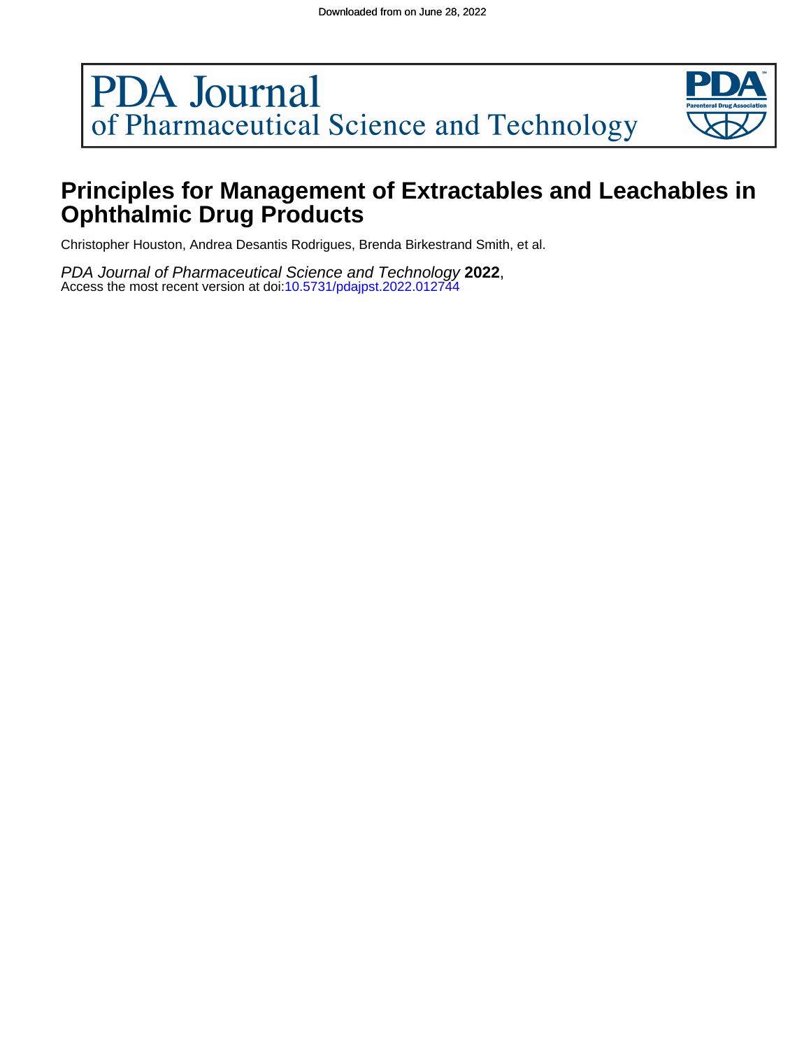Downloaded from on June 28, 2022

PDA Journal of Pharmaceutical Science and Technology

# Principles for Management of Extractables and Leachables in Ophthalmic Drug Products

Christopher Houston, Andrea Desantis Rodrigues, Brenda Birkestrand Smith, et al.

*PDA Journal of Pharmaceutical Science and Technology* **2022**,
Access the most recent version at doi:10.5731/pdajpst.2022.012744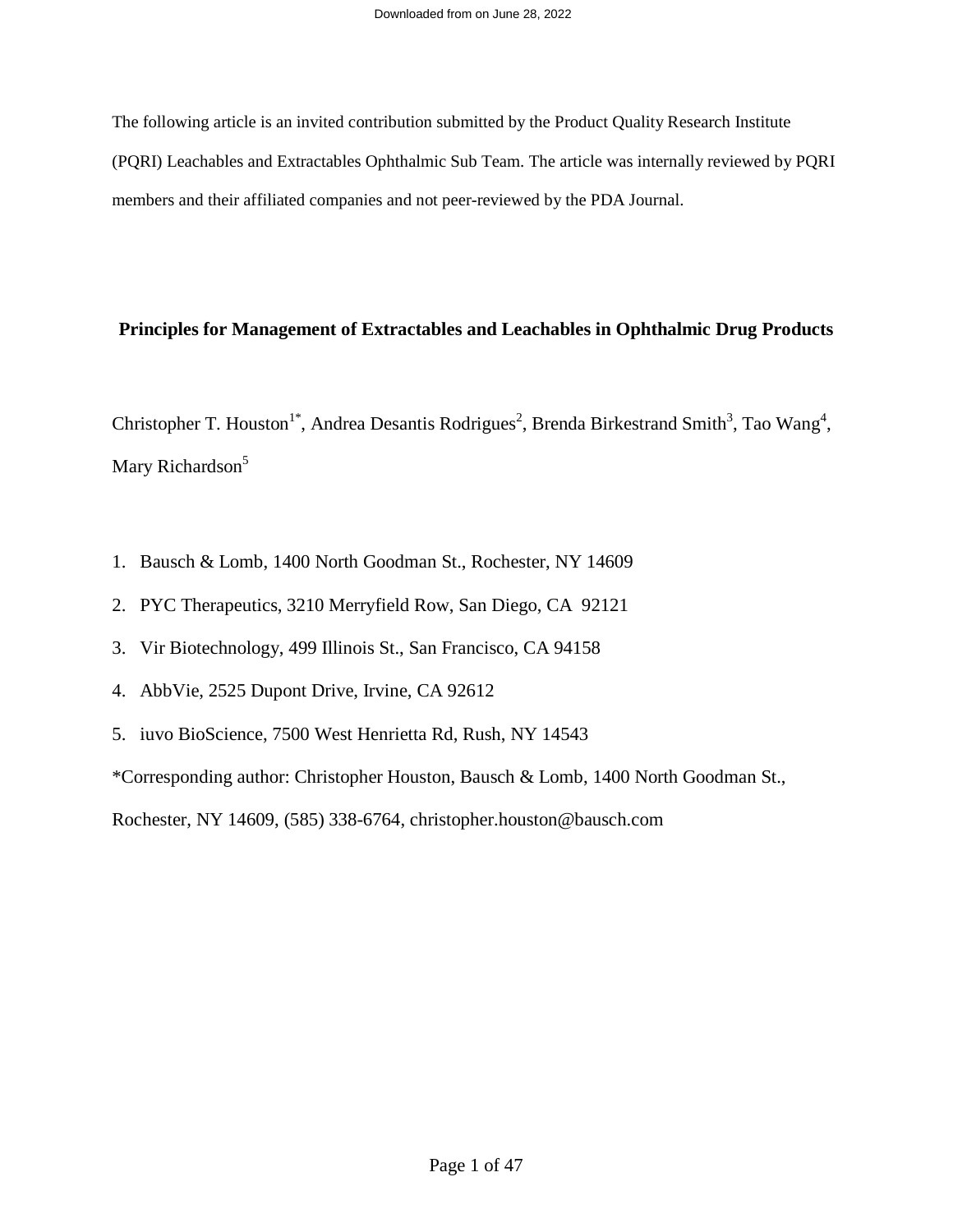The following article is an invited contribution submitted by the Product Quality Research Institute (PQRI) Leachables and Extractables Ophthalmic Sub Team. The article was internally reviewed by PQRI members and their affiliated companies and not peer-reviewed by the PDA Journal.

# Principles for Management of Extractables and Leachables in Ophthalmic Drug Products

Christopher T. Houston[1*], Andrea Desantis Rodrigues[2], Brenda Birkestrand Smith[3], Tao Wang[4], Mary Richardson[5]

1. Bausch & Lomb, 1400 North Goodman St., Rochester, NY 14609
2. PYC Therapeutics, 3210 Merryfield Row, San Diego, CA 92121
3. Vir Biotechnology, 499 Illinois St., San Francisco, CA 94158
4. AbbVie, 2525 Dupont Drive, Irvine, CA 92612
5. iuvo BioScience, 7500 West Henrietta Rd, Rush, NY 14543

*Corresponding author: Christopher Houston, Bausch & Lomb, 1400 North Goodman St., Rochester, NY 14609, (585) 338-6764, christopher.houston@bausch.com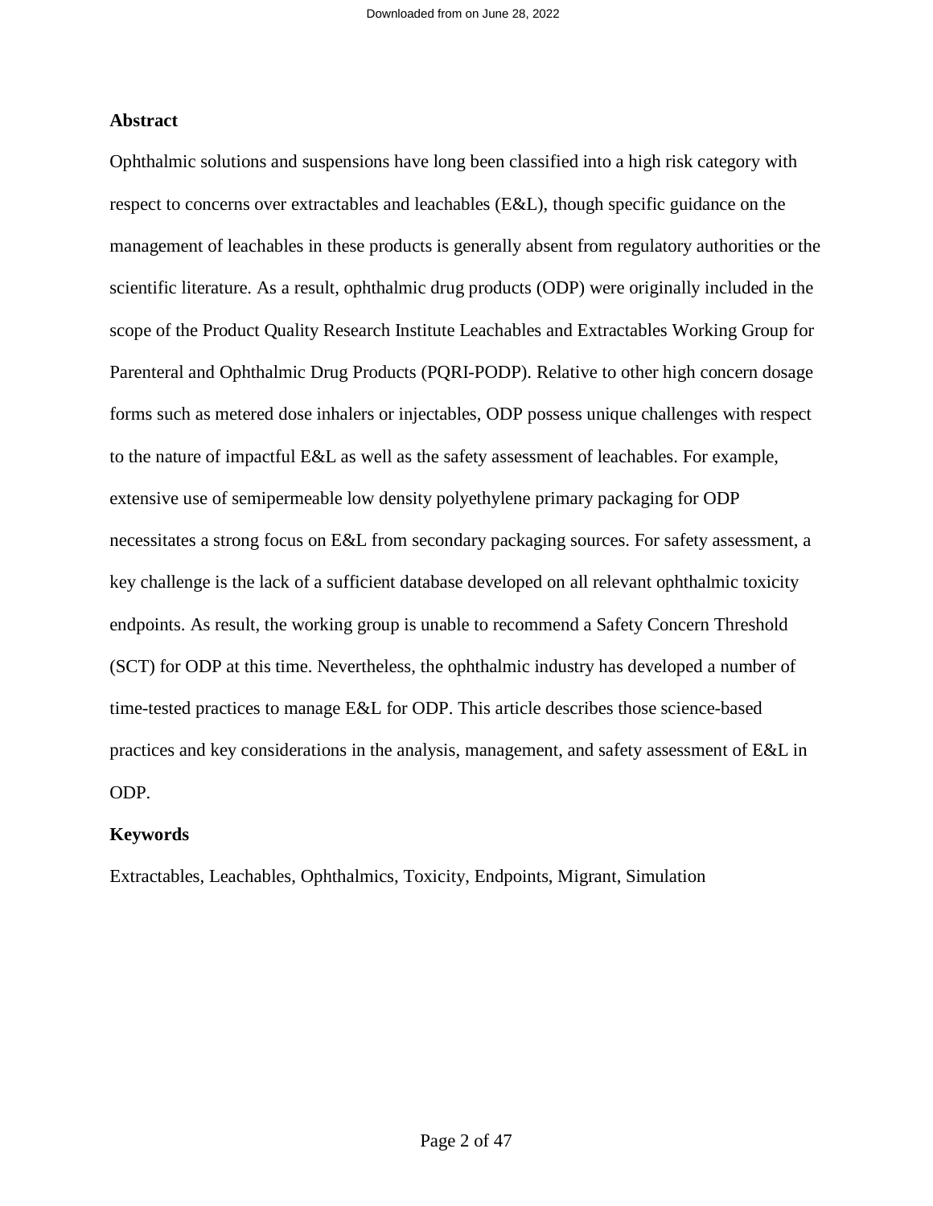## Abstract

Ophthalmic solutions and suspensions have long been classified into a high risk category with respect to concerns over extractables and leachables (E&L), though specific guidance on the management of leachables in these products is generally absent from regulatory authorities or the scientific literature. As a result, ophthalmic drug products (ODP) were originally included in the scope of the Product Quality Research Institute Leachables and Extractables Working Group for Parenteral and Ophthalmic Drug Products (PQRI-PODP). Relative to other high concern dosage forms such as metered dose inhalers or injectables, ODP possess unique challenges with respect to the nature of impactful E&L as well as the safety assessment of leachables. For example, extensive use of semipermeable low density polyethylene primary packaging for ODP necessitates a strong focus on E&L from secondary packaging sources. For safety assessment, a key challenge is the lack of a sufficient database developed on all relevant ophthalmic toxicity endpoints. As result, the working group is unable to recommend a Safety Concern Threshold (SCT) for ODP at this time. Nevertheless, the ophthalmic industry has developed a number of time-tested practices to manage E&L for ODP. This article describes those science-based practices and key considerations in the analysis, management, and safety assessment of E&L in ODP.

## Keywords

Extractables, Leachables, Ophthalmics, Toxicity, Endpoints, Migrant, Simulation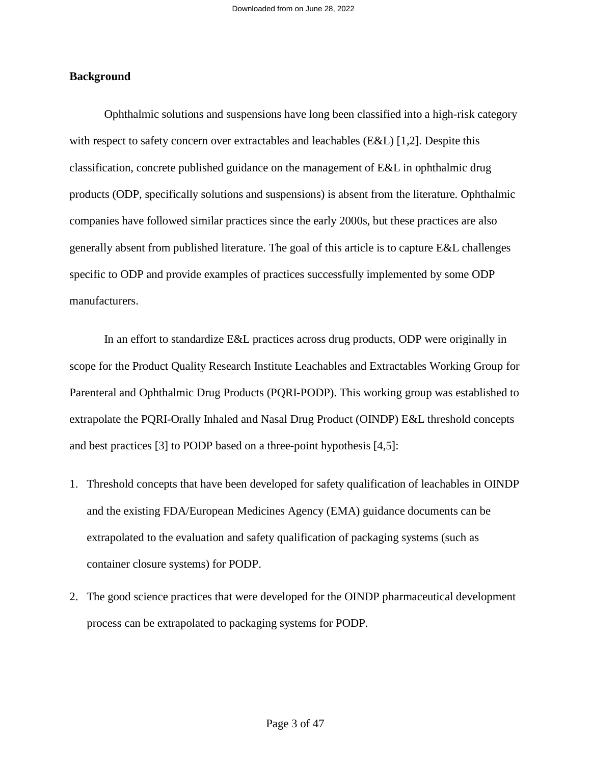## Background

Ophthalmic solutions and suspensions have long been classified into a high-risk category with respect to safety concern over extractables and leachables (E&L) [1,2]. Despite this classification, concrete published guidance on the management of E&L in ophthalmic drug products (ODP, specifically solutions and suspensions) is absent from the literature. Ophthalmic companies have followed similar practices since the early 2000s, but these practices are also generally absent from published literature. The goal of this article is to capture E&L challenges specific to ODP and provide examples of practices successfully implemented by some ODP manufacturers.

In an effort to standardize E&L practices across drug products, ODP were originally in scope for the Product Quality Research Institute Leachables and Extractables Working Group for Parenteral and Ophthalmic Drug Products (PQRI-PODP). This working group was established to extrapolate the PQRI-Orally Inhaled and Nasal Drug Product (OINDP) E&L threshold concepts and best practices [3] to PODP based on a three-point hypothesis [4,5]:

1. Threshold concepts that have been developed for safety qualification of leachables in OINDP and the existing FDA/European Medicines Agency (EMA) guidance documents can be extrapolated to the evaluation and safety qualification of packaging systems (such as container closure systems) for PODP.
2. The good science practices that were developed for the OINDP pharmaceutical development process can be extrapolated to packaging systems for PODP.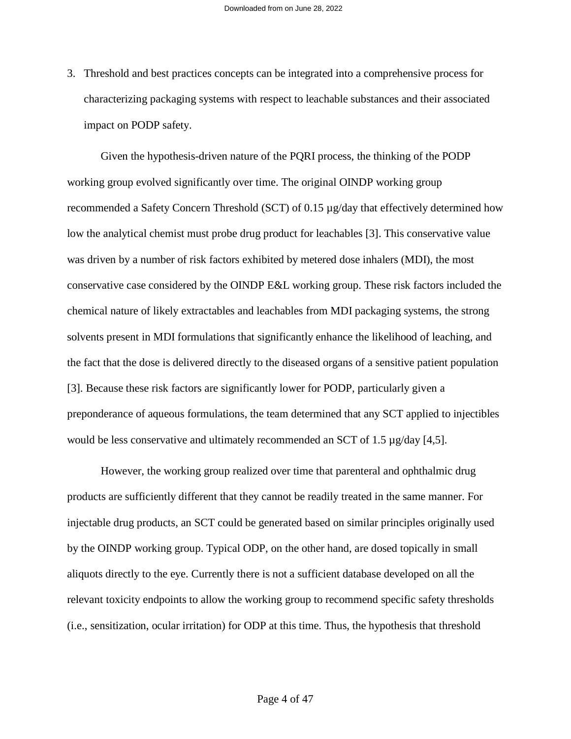3. Threshold and best practices concepts can be integrated into a comprehensive process for characterizing packaging systems with respect to leachable substances and their associated impact on PODP safety.

Given the hypothesis-driven nature of the PQRI process, the thinking of the PODP working group evolved significantly over time. The original OINDP working group recommended a Safety Concern Threshold (SCT) of 0.15 µg/day that effectively determined how low the analytical chemist must probe drug product for leachables [3]. This conservative value was driven by a number of risk factors exhibited by metered dose inhalers (MDI), the most conservative case considered by the OINDP E&L working group. These risk factors included the chemical nature of likely extractables and leachables from MDI packaging systems, the strong solvents present in MDI formulations that significantly enhance the likelihood of leaching, and the fact that the dose is delivered directly to the diseased organs of a sensitive patient population [3]. Because these risk factors are significantly lower for PODP, particularly given a preponderance of aqueous formulations, the team determined that any SCT applied to injectibles would be less conservative and ultimately recommended an SCT of 1.5 µg/day [4,5].

However, the working group realized over time that parenteral and ophthalmic drug products are sufficiently different that they cannot be readily treated in the same manner. For injectable drug products, an SCT could be generated based on similar principles originally used by the OINDP working group. Typical ODP, on the other hand, are dosed topically in small aliquots directly to the eye. Currently there is not a sufficient database developed on all the relevant toxicity endpoints to allow the working group to recommend specific safety thresholds (i.e., sensitization, ocular irritation) for ODP at this time. Thus, the hypothesis that threshold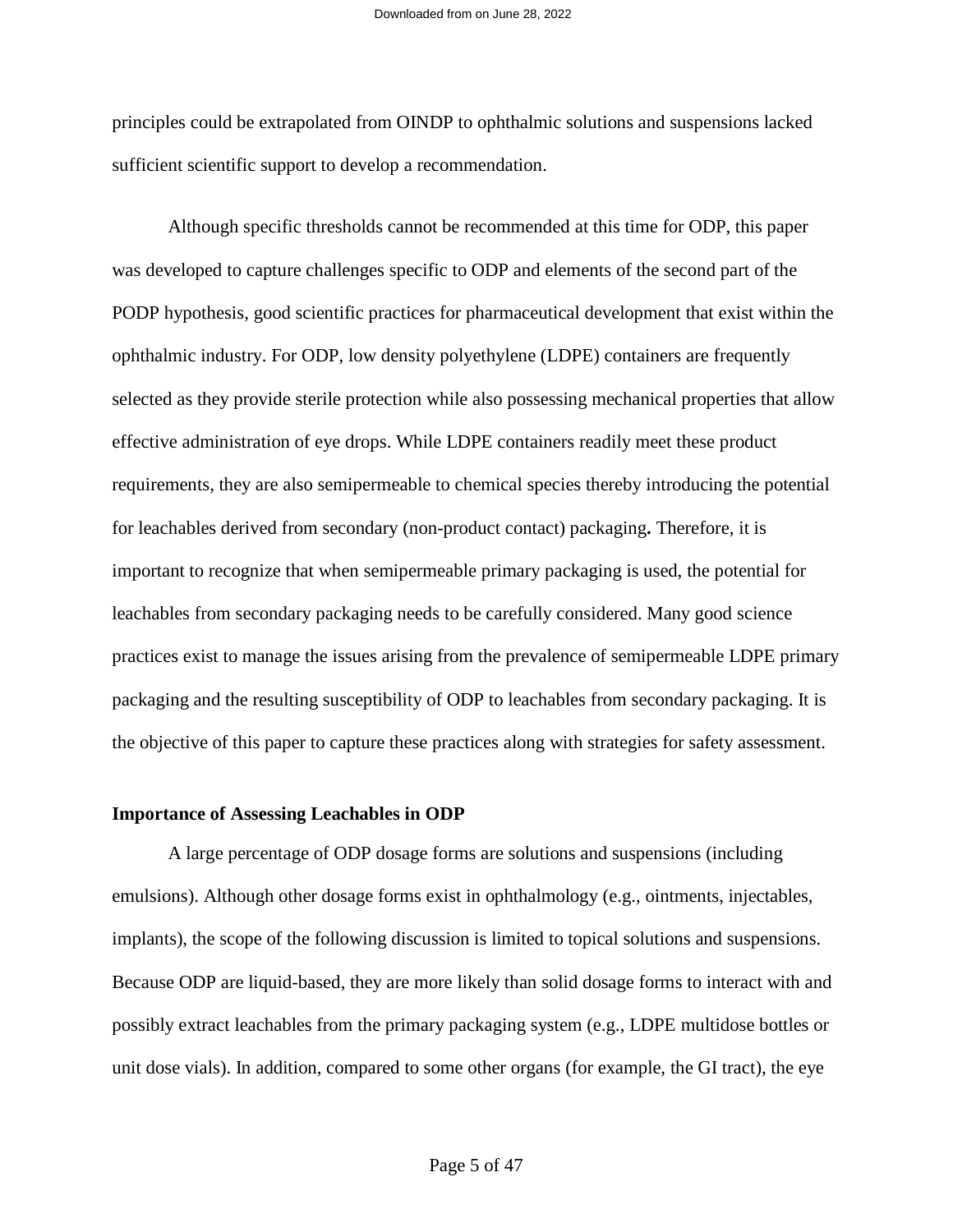principles could be extrapolated from OINDP to ophthalmic solutions and suspensions lacked sufficient scientific support to develop a recommendation.

Although specific thresholds cannot be recommended at this time for ODP, this paper was developed to capture challenges specific to ODP and elements of the second part of the PODP hypothesis, good scientific practices for pharmaceutical development that exist within the ophthalmic industry. For ODP, low density polyethylene (LDPE) containers are frequently selected as they provide sterile protection while also possessing mechanical properties that allow effective administration of eye drops. While LDPE containers readily meet these product requirements, they are also semipermeable to chemical species thereby introducing the potential for leachables derived from secondary (non-product contact) packaging**.** Therefore, it is important to recognize that when semipermeable primary packaging is used, the potential for leachables from secondary packaging needs to be carefully considered. Many good science practices exist to manage the issues arising from the prevalence of semipermeable LDPE primary packaging and the resulting susceptibility of ODP to leachables from secondary packaging. It is the objective of this paper to capture these practices along with strategies for safety assessment.

**Importance of Assessing Leachables in ODP**

A large percentage of ODP dosage forms are solutions and suspensions (including emulsions). Although other dosage forms exist in ophthalmology (e.g., ointments, injectables, implants), the scope of the following discussion is limited to topical solutions and suspensions. Because ODP are liquid-based, they are more likely than solid dosage forms to interact with and possibly extract leachables from the primary packaging system (e.g., LDPE multidose bottles or unit dose vials). In addition, compared to some other organs (for example, the GI tract), the eye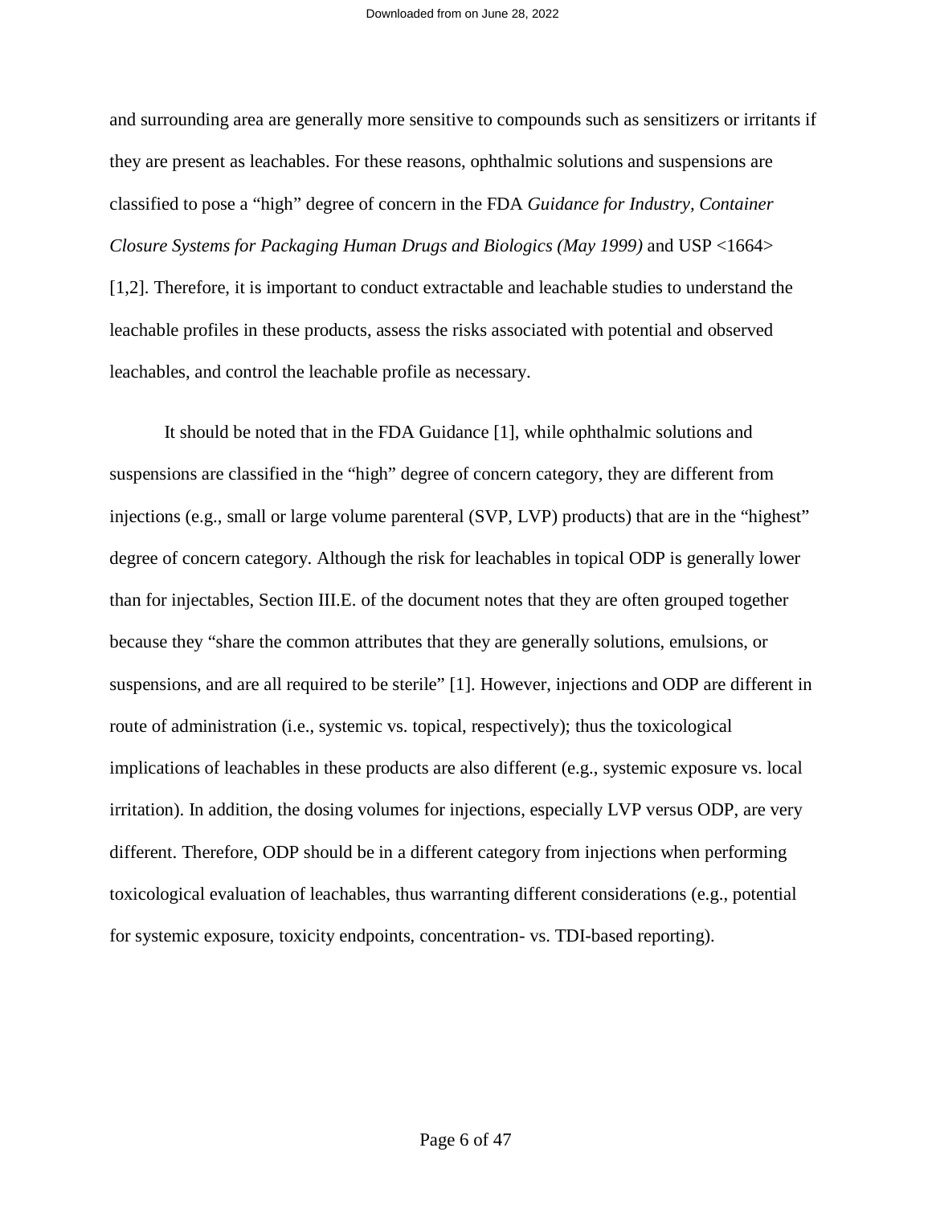and surrounding area are generally more sensitive to compounds such as sensitizers or irritants if they are present as leachables. For these reasons, ophthalmic solutions and suspensions are classified to pose a "high" degree of concern in the FDA *Guidance for Industry, Container Closure Systems for Packaging Human Drugs and Biologics (May 1999)* and USP <1664> [1,2]. Therefore, it is important to conduct extractable and leachable studies to understand the leachable profiles in these products, assess the risks associated with potential and observed leachables, and control the leachable profile as necessary.

It should be noted that in the FDA Guidance [1], while ophthalmic solutions and suspensions are classified in the "high" degree of concern category, they are different from injections (e.g., small or large volume parenteral (SVP, LVP) products) that are in the "highest" degree of concern category. Although the risk for leachables in topical ODP is generally lower than for injectables, Section III.E. of the document notes that they are often grouped together because they "share the common attributes that they are generally solutions, emulsions, or suspensions, and are all required to be sterile" [1]. However, injections and ODP are different in route of administration (i.e., systemic vs. topical, respectively); thus the toxicological implications of leachables in these products are also different (e.g., systemic exposure vs. local irritation). In addition, the dosing volumes for injections, especially LVP versus ODP, are very different. Therefore, ODP should be in a different category from injections when performing toxicological evaluation of leachables, thus warranting different considerations (e.g., potential for systemic exposure, toxicity endpoints, concentration- vs. TDI-based reporting).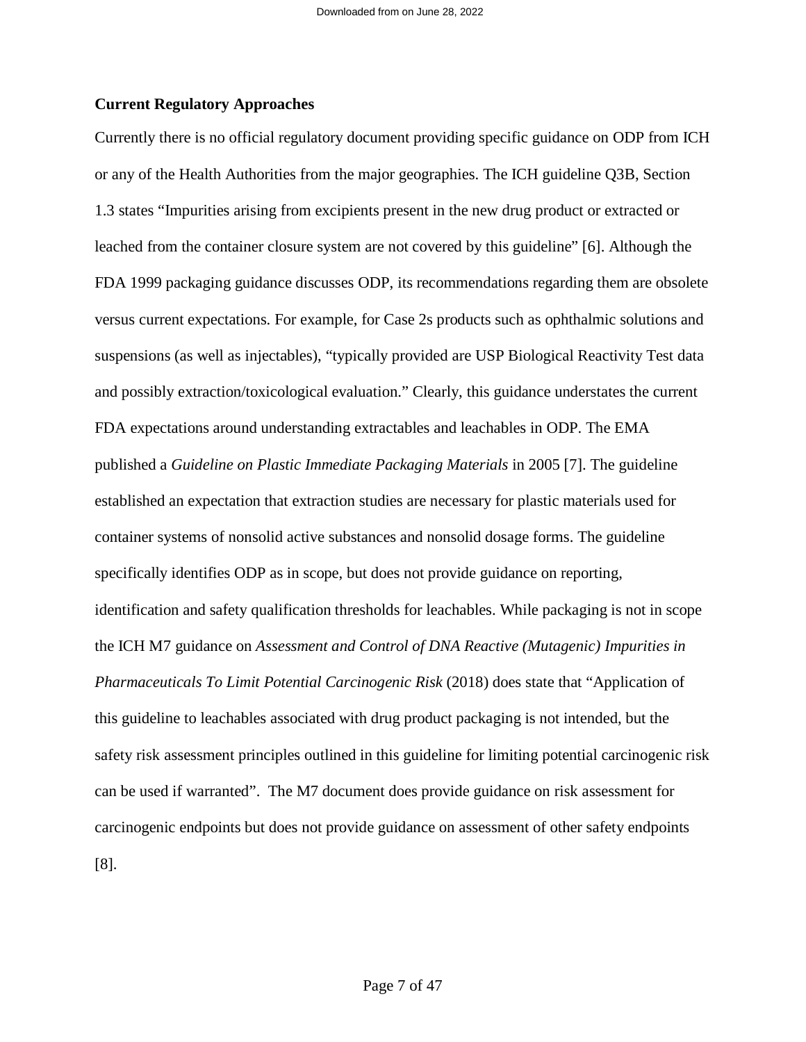## Current Regulatory Approaches

Currently there is no official regulatory document providing specific guidance on ODP from ICH or any of the Health Authorities from the major geographies. The ICH guideline Q3B, Section 1.3 states "Impurities arising from excipients present in the new drug product or extracted or leached from the container closure system are not covered by this guideline" [6]. Although the FDA 1999 packaging guidance discusses ODP, its recommendations regarding them are obsolete versus current expectations. For example, for Case 2s products such as ophthalmic solutions and suspensions (as well as injectables), "typically provided are USP Biological Reactivity Test data and possibly extraction/toxicological evaluation." Clearly, this guidance understates the current FDA expectations around understanding extractables and leachables in ODP. The EMA published a *Guideline on Plastic Immediate Packaging Materials* in 2005 [7]. The guideline established an expectation that extraction studies are necessary for plastic materials used for container systems of nonsolid active substances and nonsolid dosage forms. The guideline specifically identifies ODP as in scope, but does not provide guidance on reporting, identification and safety qualification thresholds for leachables. While packaging is not in scope the ICH M7 guidance on *Assessment and Control of DNA Reactive (Mutagenic) Impurities in Pharmaceuticals To Limit Potential Carcinogenic Risk* (2018) does state that "Application of this guideline to leachables associated with drug product packaging is not intended, but the safety risk assessment principles outlined in this guideline for limiting potential carcinogenic risk can be used if warranted". The M7 document does provide guidance on risk assessment for carcinogenic endpoints but does not provide guidance on assessment of other safety endpoints [8].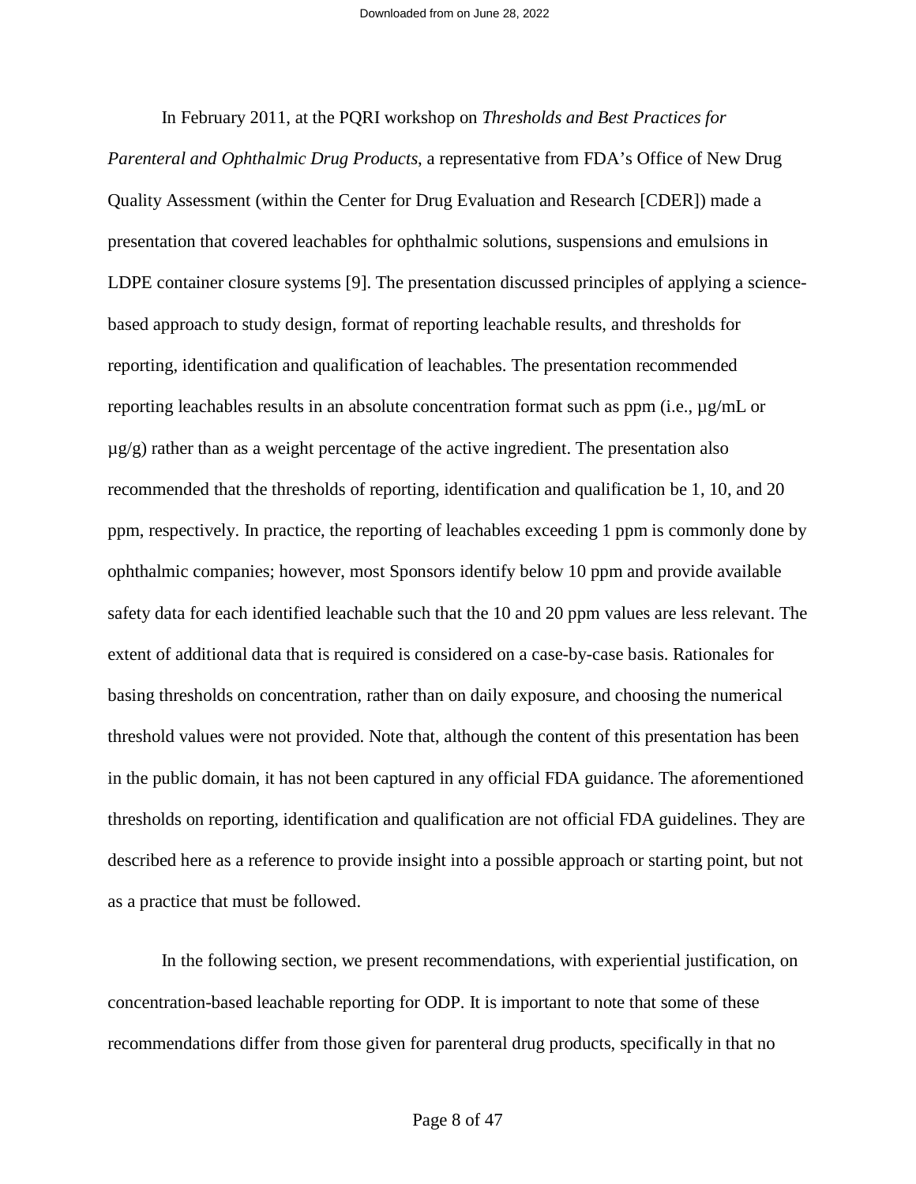In February 2011, at the PQRI workshop on *Thresholds and Best Practices for Parenteral and Ophthalmic Drug Products*, a representative from FDA's Office of New Drug Quality Assessment (within the Center for Drug Evaluation and Research [CDER]) made a presentation that covered leachables for ophthalmic solutions, suspensions and emulsions in LDPE container closure systems [9]. The presentation discussed principles of applying a science-based approach to study design, format of reporting leachable results, and thresholds for reporting, identification and qualification of leachables. The presentation recommended reporting leachables results in an absolute concentration format such as ppm (i.e., µg/mL or µg/g) rather than as a weight percentage of the active ingredient. The presentation also recommended that the thresholds of reporting, identification and qualification be 1, 10, and 20 ppm, respectively. In practice, the reporting of leachables exceeding 1 ppm is commonly done by ophthalmic companies; however, most Sponsors identify below 10 ppm and provide available safety data for each identified leachable such that the 10 and 20 ppm values are less relevant. The extent of additional data that is required is considered on a case-by-case basis. Rationales for basing thresholds on concentration, rather than on daily exposure, and choosing the numerical threshold values were not provided. Note that, although the content of this presentation has been in the public domain, it has not been captured in any official FDA guidance. The aforementioned thresholds on reporting, identification and qualification are not official FDA guidelines. They are described here as a reference to provide insight into a possible approach or starting point, but not as a practice that must be followed.

In the following section, we present recommendations, with experiential justification, on concentration-based leachable reporting for ODP. It is important to note that some of these recommendations differ from those given for parenteral drug products, specifically in that no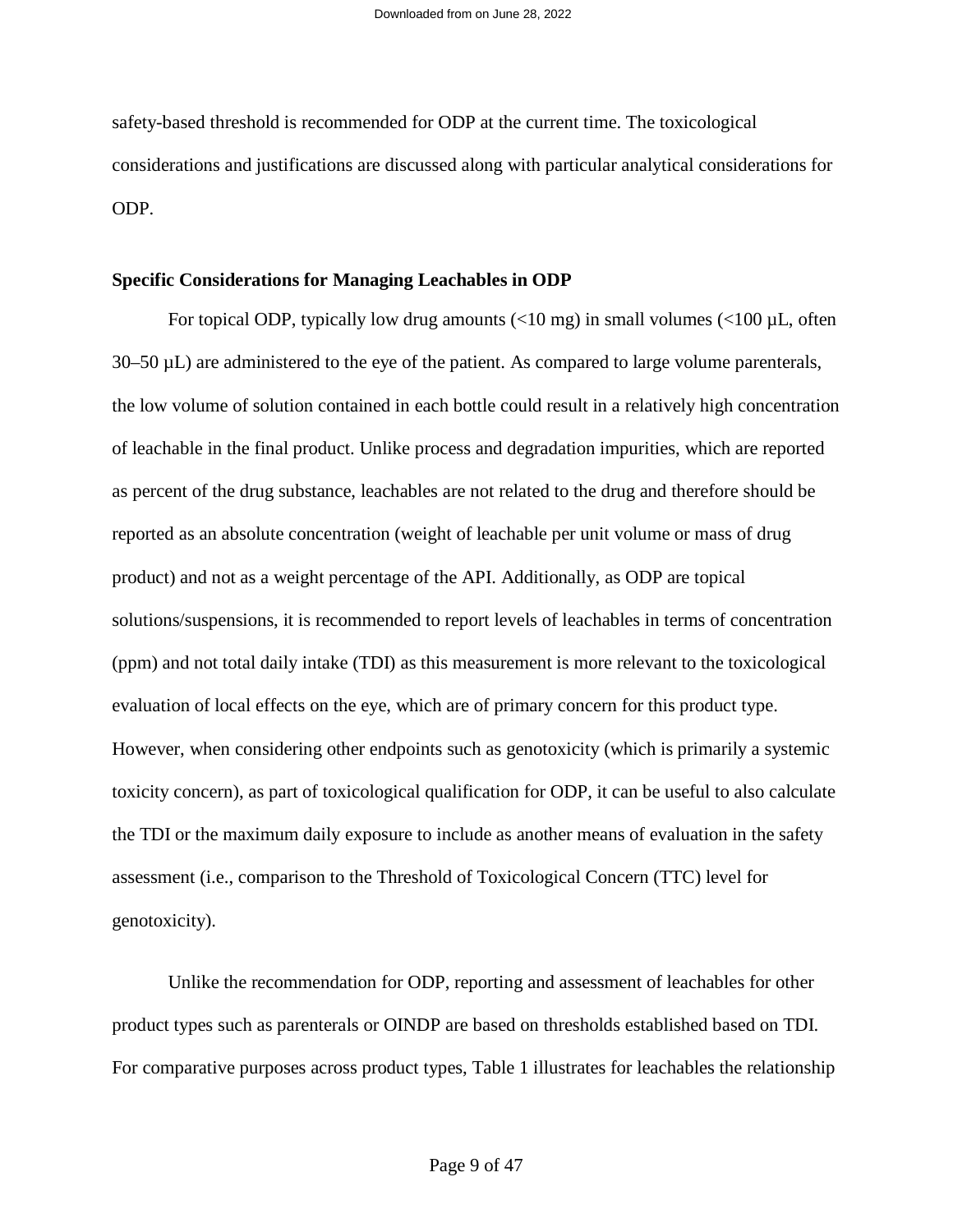safety-based threshold is recommended for ODP at the current time. The toxicological considerations and justifications are discussed along with particular analytical considerations for ODP.

## Specific Considerations for Managing Leachables in ODP

For topical ODP, typically low drug amounts (<10 mg) in small volumes (<100 µL, often 30–50 µL) are administered to the eye of the patient. As compared to large volume parenterals, the low volume of solution contained in each bottle could result in a relatively high concentration of leachable in the final product. Unlike process and degradation impurities, which are reported as percent of the drug substance, leachables are not related to the drug and therefore should be reported as an absolute concentration (weight of leachable per unit volume or mass of drug product) and not as a weight percentage of the API. Additionally, as ODP are topical solutions/suspensions, it is recommended to report levels of leachables in terms of concentration (ppm) and not total daily intake (TDI) as this measurement is more relevant to the toxicological evaluation of local effects on the eye, which are of primary concern for this product type. However, when considering other endpoints such as genotoxicity (which is primarily a systemic toxicity concern), as part of toxicological qualification for ODP, it can be useful to also calculate the TDI or the maximum daily exposure to include as another means of evaluation in the safety assessment (i.e., comparison to the Threshold of Toxicological Concern (TTC) level for genotoxicity).

Unlike the recommendation for ODP, reporting and assessment of leachables for other product types such as parenterals or OINDP are based on thresholds established based on TDI. For comparative purposes across product types, Table 1 illustrates for leachables the relationship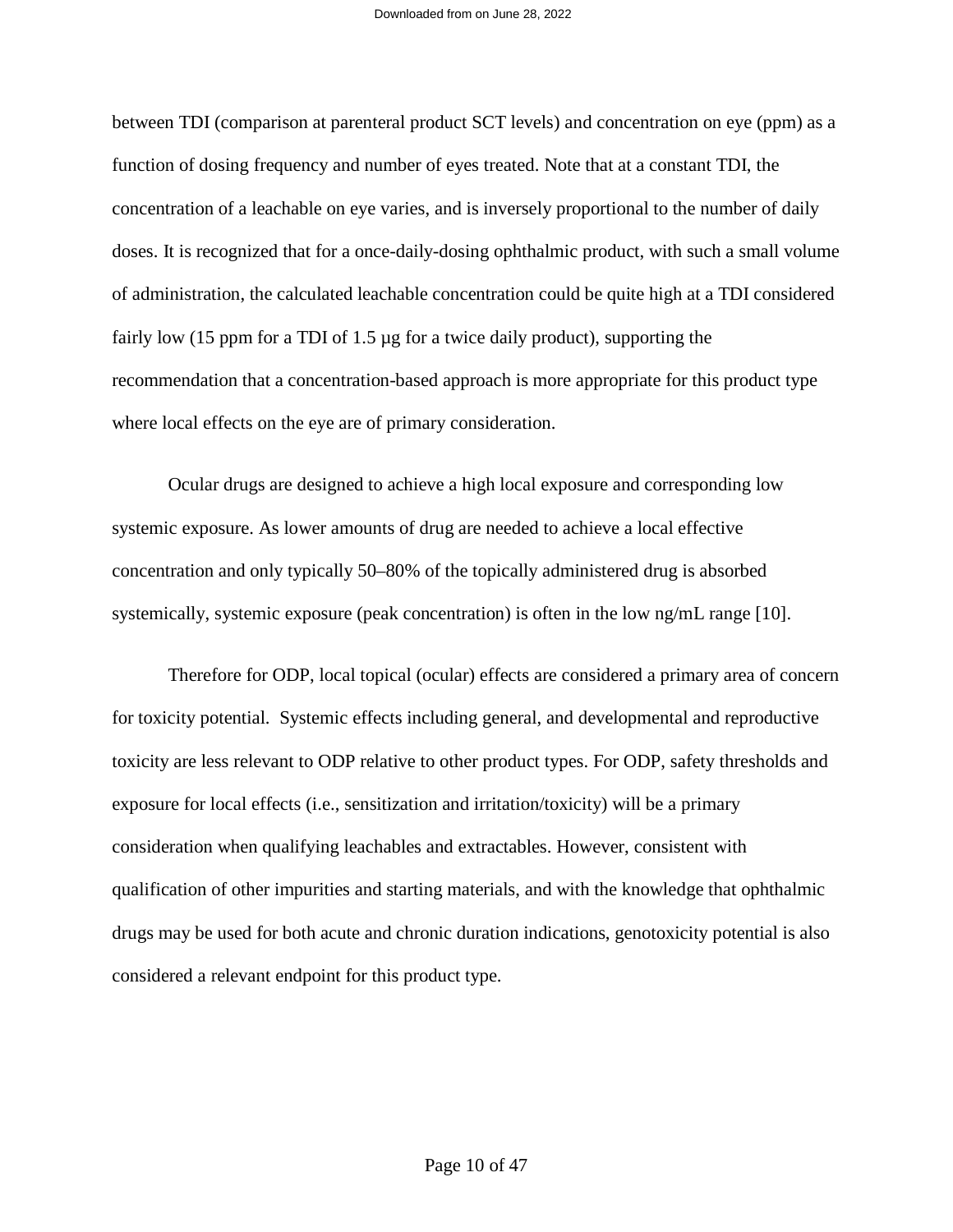between TDI (comparison at parenteral product SCT levels) and concentration on eye (ppm) as a function of dosing frequency and number of eyes treated. Note that at a constant TDI, the concentration of a leachable on eye varies, and is inversely proportional to the number of daily doses. It is recognized that for a once-daily-dosing ophthalmic product, with such a small volume of administration, the calculated leachable concentration could be quite high at a TDI considered fairly low (15 ppm for a TDI of 1.5 µg for a twice daily product), supporting the recommendation that a concentration-based approach is more appropriate for this product type where local effects on the eye are of primary consideration.

Ocular drugs are designed to achieve a high local exposure and corresponding low systemic exposure. As lower amounts of drug are needed to achieve a local effective concentration and only typically 50–80% of the topically administered drug is absorbed systemically, systemic exposure (peak concentration) is often in the low ng/mL range [10].

Therefore for ODP, local topical (ocular) effects are considered a primary area of concern for toxicity potential. Systemic effects including general, and developmental and reproductive toxicity are less relevant to ODP relative to other product types. For ODP, safety thresholds and exposure for local effects (i.e., sensitization and irritation/toxicity) will be a primary consideration when qualifying leachables and extractables. However, consistent with qualification of other impurities and starting materials, and with the knowledge that ophthalmic drugs may be used for both acute and chronic duration indications, genotoxicity potential is also considered a relevant endpoint for this product type.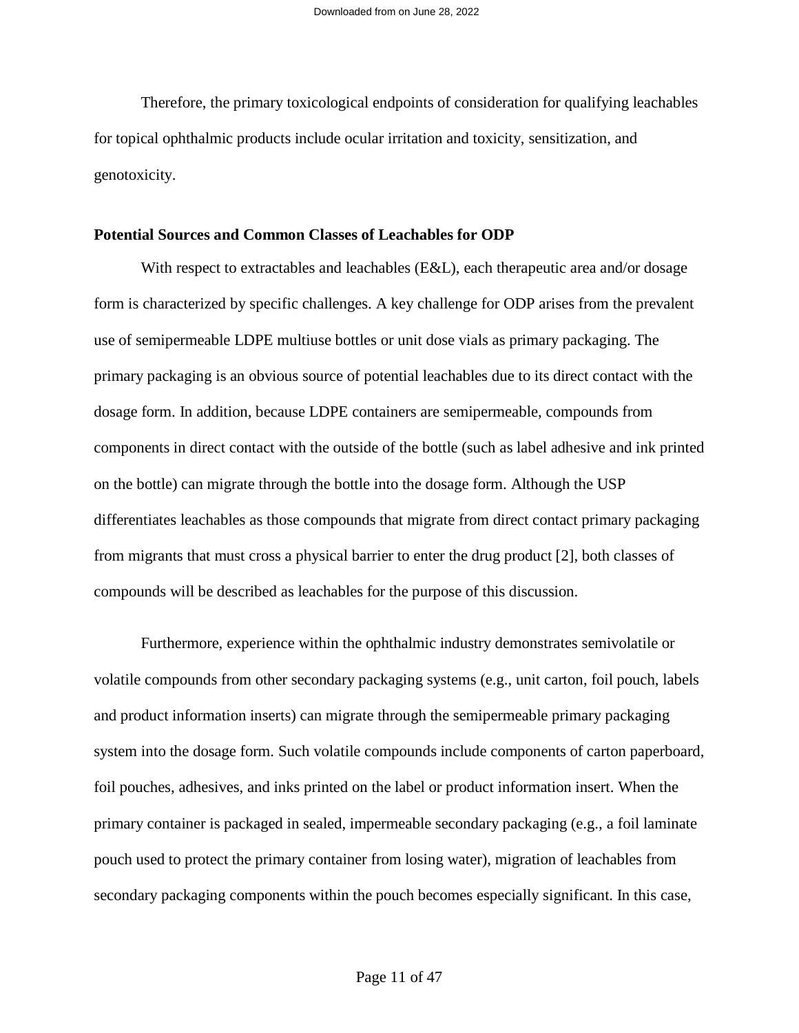Therefore, the primary toxicological endpoints of consideration for qualifying leachables for topical ophthalmic products include ocular irritation and toxicity, sensitization, and genotoxicity.

**Potential Sources and Common Classes of Leachables for ODP**

With respect to extractables and leachables (E&L), each therapeutic area and/or dosage form is characterized by specific challenges. A key challenge for ODP arises from the prevalent use of semipermeable LDPE multiuse bottles or unit dose vials as primary packaging. The primary packaging is an obvious source of potential leachables due to its direct contact with the dosage form. In addition, because LDPE containers are semipermeable, compounds from components in direct contact with the outside of the bottle (such as label adhesive and ink printed on the bottle) can migrate through the bottle into the dosage form. Although the USP differentiates leachables as those compounds that migrate from direct contact primary packaging from migrants that must cross a physical barrier to enter the drug product [2], both classes of compounds will be described as leachables for the purpose of this discussion.

Furthermore, experience within the ophthalmic industry demonstrates semivolatile or volatile compounds from other secondary packaging systems (e.g., unit carton, foil pouch, labels and product information inserts) can migrate through the semipermeable primary packaging system into the dosage form. Such volatile compounds include components of carton paperboard, foil pouches, adhesives, and inks printed on the label or product information insert. When the primary container is packaged in sealed, impermeable secondary packaging (e.g., a foil laminate pouch used to protect the primary container from losing water), migration of leachables from secondary packaging components within the pouch becomes especially significant. In this case,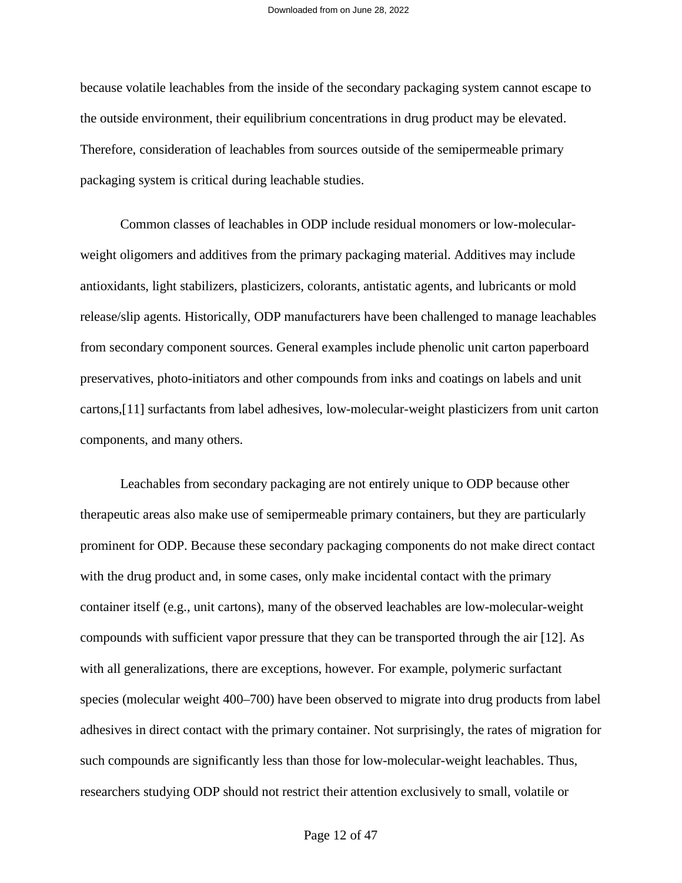because volatile leachables from the inside of the secondary packaging system cannot escape to the outside environment, their equilibrium concentrations in drug product may be elevated. Therefore, consideration of leachables from sources outside of the semipermeable primary packaging system is critical during leachable studies.

Common classes of leachables in ODP include residual monomers or low-molecular-weight oligomers and additives from the primary packaging material. Additives may include antioxidants, light stabilizers, plasticizers, colorants, antistatic agents, and lubricants or mold release/slip agents. Historically, ODP manufacturers have been challenged to manage leachables from secondary component sources. General examples include phenolic unit carton paperboard preservatives, photo-initiators and other compounds from inks and coatings on labels and unit cartons,[11] surfactants from label adhesives, low-molecular-weight plasticizers from unit carton components, and many others.

Leachables from secondary packaging are not entirely unique to ODP because other therapeutic areas also make use of semipermeable primary containers, but they are particularly prominent for ODP. Because these secondary packaging components do not make direct contact with the drug product and, in some cases, only make incidental contact with the primary container itself (e.g., unit cartons), many of the observed leachables are low-molecular-weight compounds with sufficient vapor pressure that they can be transported through the air [12]. As with all generalizations, there are exceptions, however. For example, polymeric surfactant species (molecular weight 400–700) have been observed to migrate into drug products from label adhesives in direct contact with the primary container. Not surprisingly, the rates of migration for such compounds are significantly less than those for low-molecular-weight leachables. Thus, researchers studying ODP should not restrict their attention exclusively to small, volatile or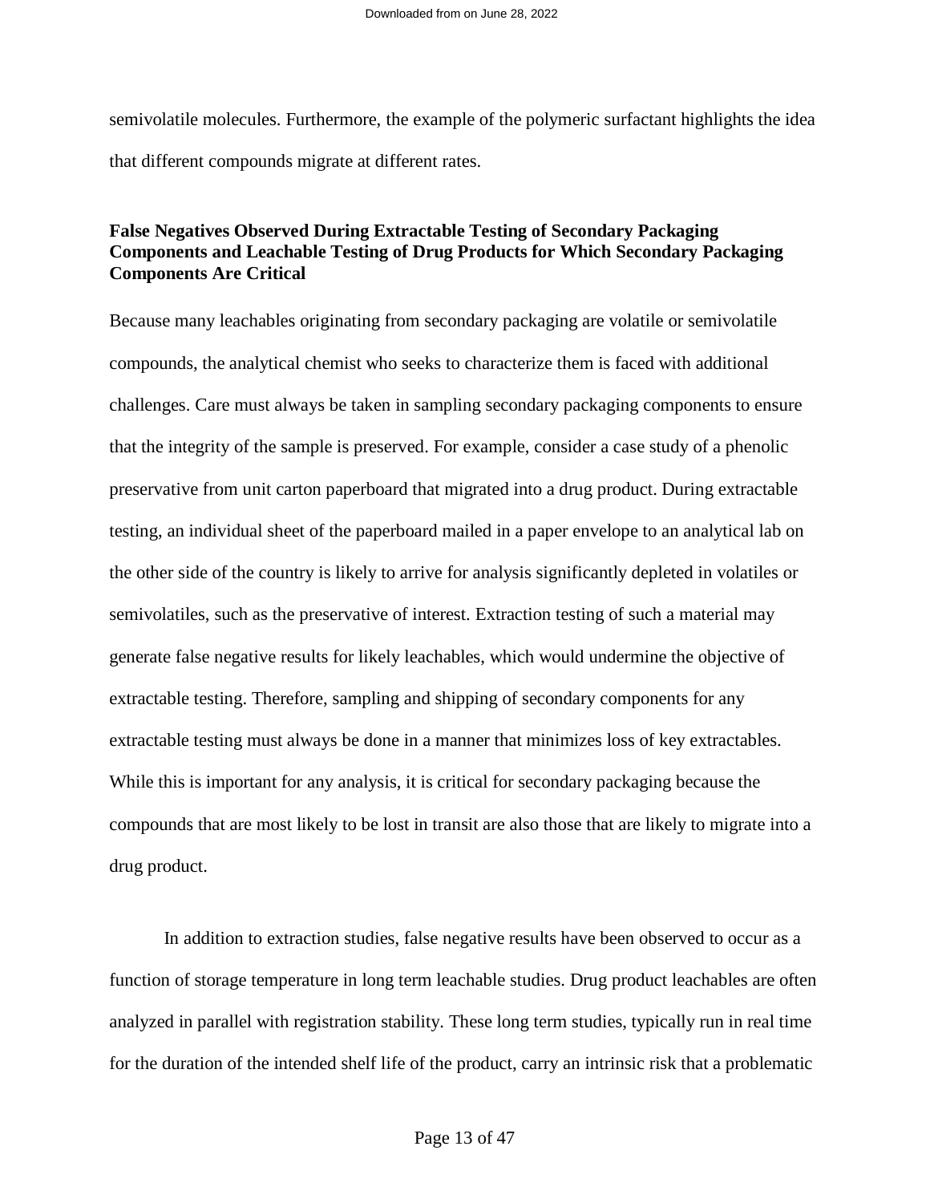semivolatile molecules. Furthermore, the example of the polymeric surfactant highlights the idea that different compounds migrate at different rates.

### False Negatives Observed During Extractable Testing of Secondary Packaging Components and Leachable Testing of Drug Products for Which Secondary Packaging Components Are Critical

Because many leachables originating from secondary packaging are volatile or semivolatile compounds, the analytical chemist who seeks to characterize them is faced with additional challenges. Care must always be taken in sampling secondary packaging components to ensure that the integrity of the sample is preserved. For example, consider a case study of a phenolic preservative from unit carton paperboard that migrated into a drug product. During extractable testing, an individual sheet of the paperboard mailed in a paper envelope to an analytical lab on the other side of the country is likely to arrive for analysis significantly depleted in volatiles or semivolatiles, such as the preservative of interest. Extraction testing of such a material may generate false negative results for likely leachables, which would undermine the objective of extractable testing. Therefore, sampling and shipping of secondary components for any extractable testing must always be done in a manner that minimizes loss of key extractables. While this is important for any analysis, it is critical for secondary packaging because the compounds that are most likely to be lost in transit are also those that are likely to migrate into a drug product.

In addition to extraction studies, false negative results have been observed to occur as a function of storage temperature in long term leachable studies. Drug product leachables are often analyzed in parallel with registration stability. These long term studies, typically run in real time for the duration of the intended shelf life of the product, carry an intrinsic risk that a problematic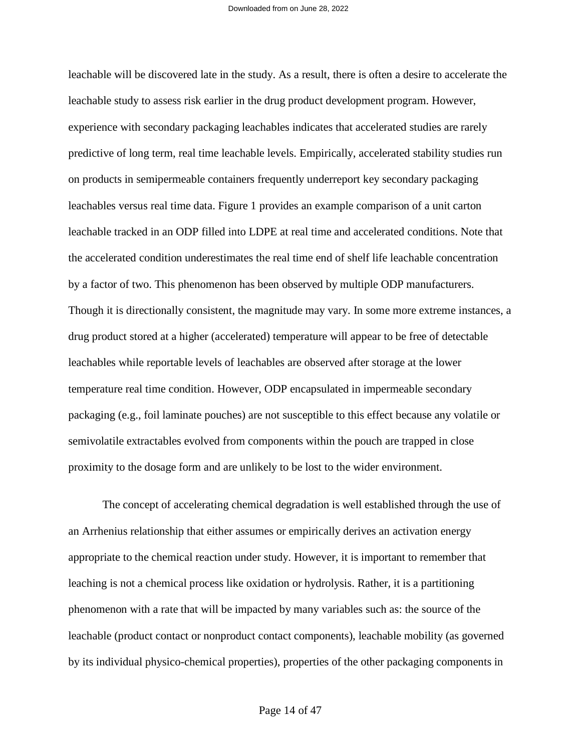leachable will be discovered late in the study. As a result, there is often a desire to accelerate the leachable study to assess risk earlier in the drug product development program. However, experience with secondary packaging leachables indicates that accelerated studies are rarely predictive of long term, real time leachable levels. Empirically, accelerated stability studies run on products in semipermeable containers frequently underreport key secondary packaging leachables versus real time data. Figure 1 provides an example comparison of a unit carton leachable tracked in an ODP filled into LDPE at real time and accelerated conditions. Note that the accelerated condition underestimates the real time end of shelf life leachable concentration by a factor of two. This phenomenon has been observed by multiple ODP manufacturers. Though it is directionally consistent, the magnitude may vary. In some more extreme instances, a drug product stored at a higher (accelerated) temperature will appear to be free of detectable leachables while reportable levels of leachables are observed after storage at the lower temperature real time condition. However, ODP encapsulated in impermeable secondary packaging (e.g., foil laminate pouches) are not susceptible to this effect because any volatile or semivolatile extractables evolved from components within the pouch are trapped in close proximity to the dosage form and are unlikely to be lost to the wider environment.

The concept of accelerating chemical degradation is well established through the use of an Arrhenius relationship that either assumes or empirically derives an activation energy appropriate to the chemical reaction under study. However, it is important to remember that leaching is not a chemical process like oxidation or hydrolysis. Rather, it is a partitioning phenomenon with a rate that will be impacted by many variables such as: the source of the leachable (product contact or nonproduct contact components), leachable mobility (as governed by its individual physico-chemical properties), properties of the other packaging components in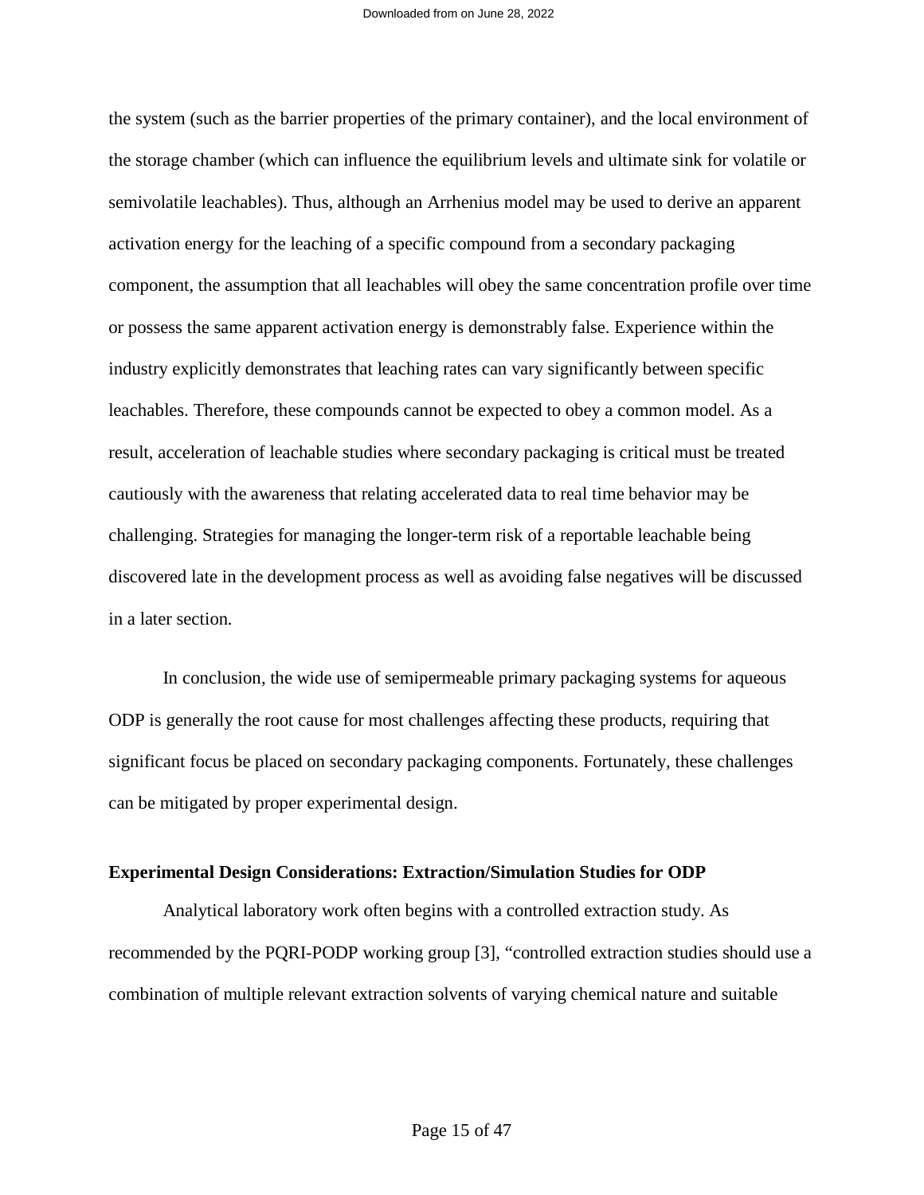the system (such as the barrier properties of the primary container), and the local environment of the storage chamber (which can influence the equilibrium levels and ultimate sink for volatile or semivolatile leachables). Thus, although an Arrhenius model may be used to derive an apparent activation energy for the leaching of a specific compound from a secondary packaging component, the assumption that all leachables will obey the same concentration profile over time or possess the same apparent activation energy is demonstrably false. Experience within the industry explicitly demonstrates that leaching rates can vary significantly between specific leachables. Therefore, these compounds cannot be expected to obey a common model. As a result, acceleration of leachable studies where secondary packaging is critical must be treated cautiously with the awareness that relating accelerated data to real time behavior may be challenging. Strategies for managing the longer-term risk of a reportable leachable being discovered late in the development process as well as avoiding false negatives will be discussed in a later section.

In conclusion, the wide use of semipermeable primary packaging systems for aqueous ODP is generally the root cause for most challenges affecting these products, requiring that significant focus be placed on secondary packaging components. Fortunately, these challenges can be mitigated by proper experimental design.

**Experimental Design Considerations: Extraction/Simulation Studies for ODP**

Analytical laboratory work often begins with a controlled extraction study. As recommended by the PQRI-PODP working group [3], "controlled extraction studies should use a combination of multiple relevant extraction solvents of varying chemical nature and suitable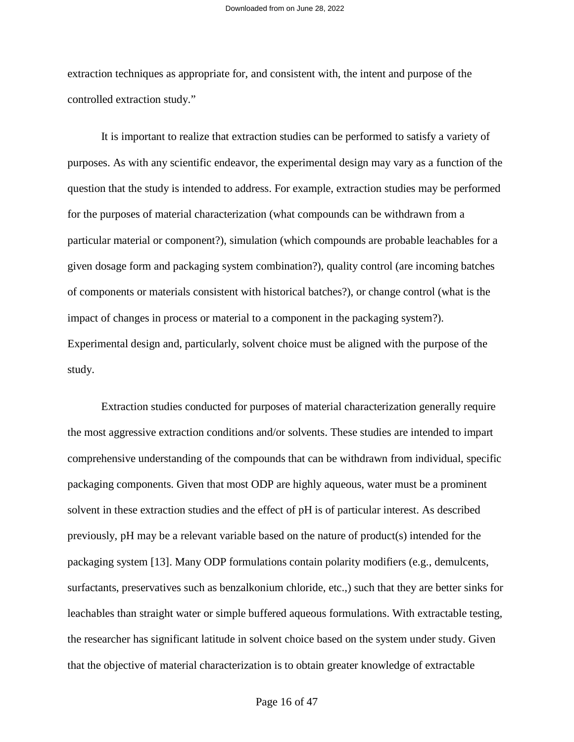extraction techniques as appropriate for, and consistent with, the intent and purpose of the controlled extraction study."

It is important to realize that extraction studies can be performed to satisfy a variety of purposes. As with any scientific endeavor, the experimental design may vary as a function of the question that the study is intended to address. For example, extraction studies may be performed for the purposes of material characterization (what compounds can be withdrawn from a particular material or component?), simulation (which compounds are probable leachables for a given dosage form and packaging system combination?), quality control (are incoming batches of components or materials consistent with historical batches?), or change control (what is the impact of changes in process or material to a component in the packaging system?). Experimental design and, particularly, solvent choice must be aligned with the purpose of the study.

Extraction studies conducted for purposes of material characterization generally require the most aggressive extraction conditions and/or solvents. These studies are intended to impart comprehensive understanding of the compounds that can be withdrawn from individual, specific packaging components. Given that most ODP are highly aqueous, water must be a prominent solvent in these extraction studies and the effect of pH is of particular interest. As described previously, pH may be a relevant variable based on the nature of product(s) intended for the packaging system [13]. Many ODP formulations contain polarity modifiers (e.g., demulcents, surfactants, preservatives such as benzalkonium chloride, etc.,) such that they are better sinks for leachables than straight water or simple buffered aqueous formulations. With extractable testing, the researcher has significant latitude in solvent choice based on the system under study. Given that the objective of material characterization is to obtain greater knowledge of extractable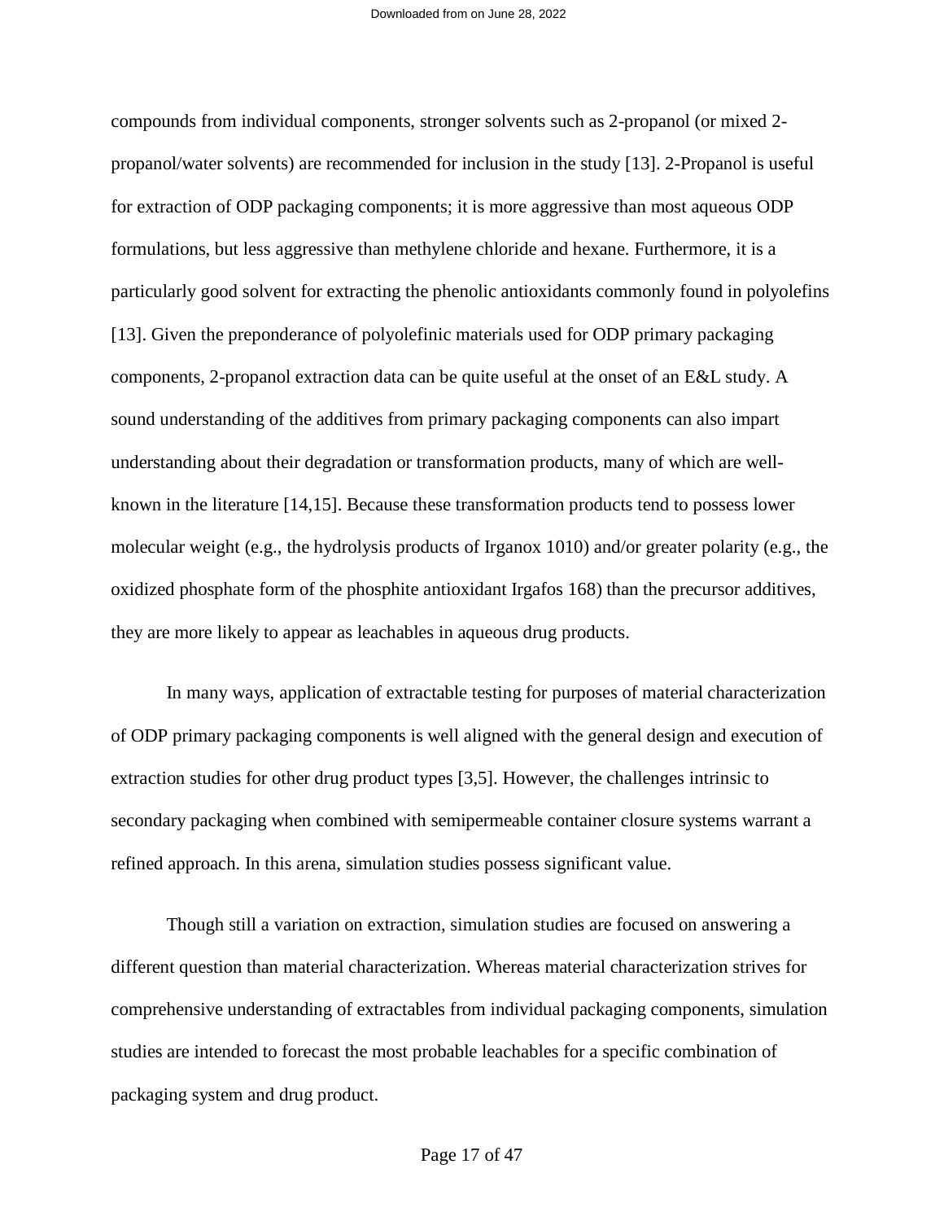compounds from individual components, stronger solvents such as 2-propanol (or mixed 2-propanol/water solvents) are recommended for inclusion in the study [13]. 2-Propanol is useful for extraction of ODP packaging components; it is more aggressive than most aqueous ODP formulations, but less aggressive than methylene chloride and hexane. Furthermore, it is a particularly good solvent for extracting the phenolic antioxidants commonly found in polyolefins [13]. Given the preponderance of polyolefinic materials used for ODP primary packaging components, 2-propanol extraction data can be quite useful at the onset of an E&L study. A sound understanding of the additives from primary packaging components can also impart understanding about their degradation or transformation products, many of which are well-known in the literature [14,15]. Because these transformation products tend to possess lower molecular weight (e.g., the hydrolysis products of Irganox 1010) and/or greater polarity (e.g., the oxidized phosphate form of the phosphite antioxidant Irgafos 168) than the precursor additives, they are more likely to appear as leachables in aqueous drug products.

In many ways, application of extractable testing for purposes of material characterization of ODP primary packaging components is well aligned with the general design and execution of extraction studies for other drug product types [3,5]. However, the challenges intrinsic to secondary packaging when combined with semipermeable container closure systems warrant a refined approach. In this arena, simulation studies possess significant value.

Though still a variation on extraction, simulation studies are focused on answering a different question than material characterization. Whereas material characterization strives for comprehensive understanding of extractables from individual packaging components, simulation studies are intended to forecast the most probable leachables for a specific combination of packaging system and drug product.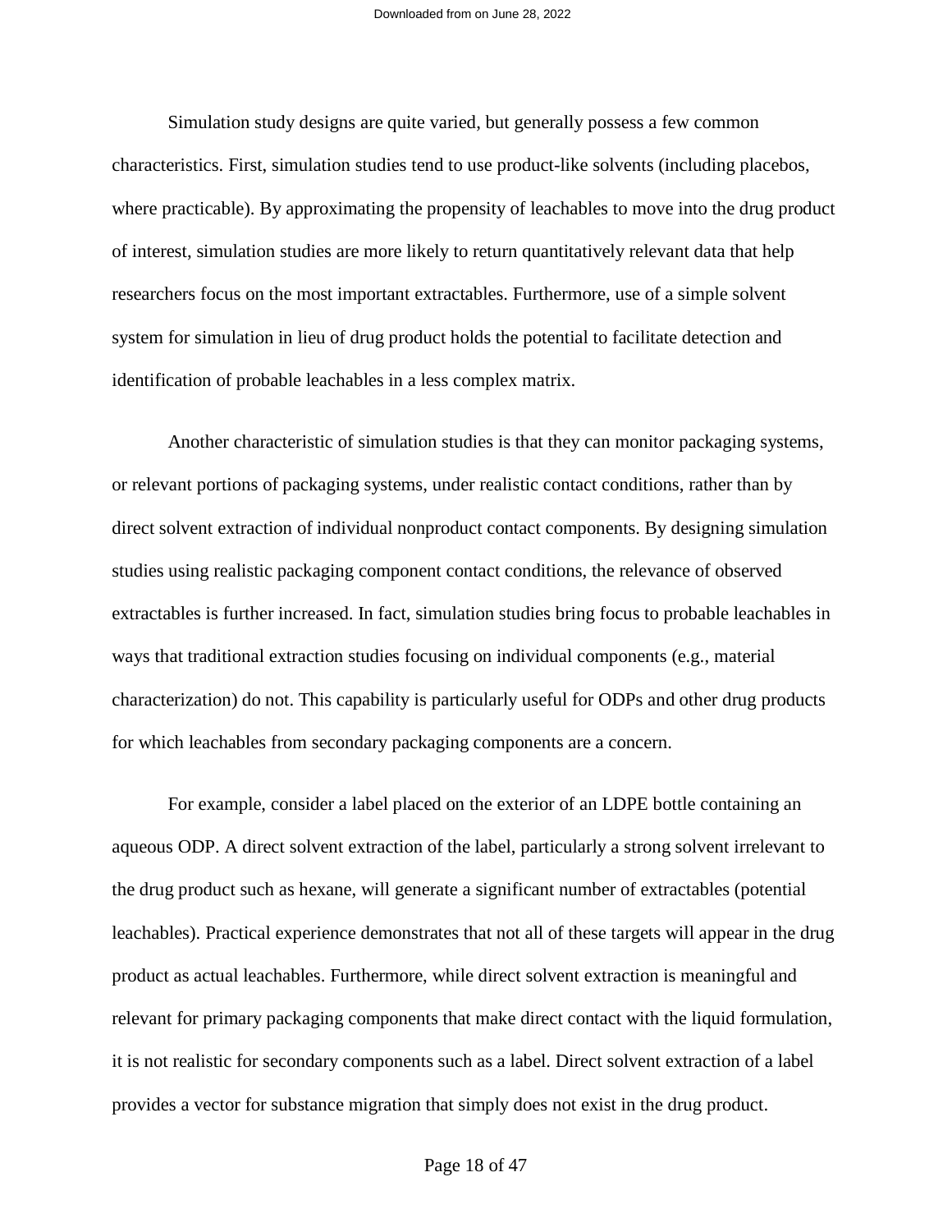Simulation study designs are quite varied, but generally possess a few common characteristics. First, simulation studies tend to use product-like solvents (including placebos, where practicable). By approximating the propensity of leachables to move into the drug product of interest, simulation studies are more likely to return quantitatively relevant data that help researchers focus on the most important extractables. Furthermore, use of a simple solvent system for simulation in lieu of drug product holds the potential to facilitate detection and identification of probable leachables in a less complex matrix.

Another characteristic of simulation studies is that they can monitor packaging systems, or relevant portions of packaging systems, under realistic contact conditions, rather than by direct solvent extraction of individual nonproduct contact components. By designing simulation studies using realistic packaging component contact conditions, the relevance of observed extractables is further increased. In fact, simulation studies bring focus to probable leachables in ways that traditional extraction studies focusing on individual components (e.g., material characterization) do not. This capability is particularly useful for ODPs and other drug products for which leachables from secondary packaging components are a concern.

For example, consider a label placed on the exterior of an LDPE bottle containing an aqueous ODP. A direct solvent extraction of the label, particularly a strong solvent irrelevant to the drug product such as hexane, will generate a significant number of extractables (potential leachables). Practical experience demonstrates that not all of these targets will appear in the drug product as actual leachables. Furthermore, while direct solvent extraction is meaningful and relevant for primary packaging components that make direct contact with the liquid formulation, it is not realistic for secondary components such as a label. Direct solvent extraction of a label provides a vector for substance migration that simply does not exist in the drug product.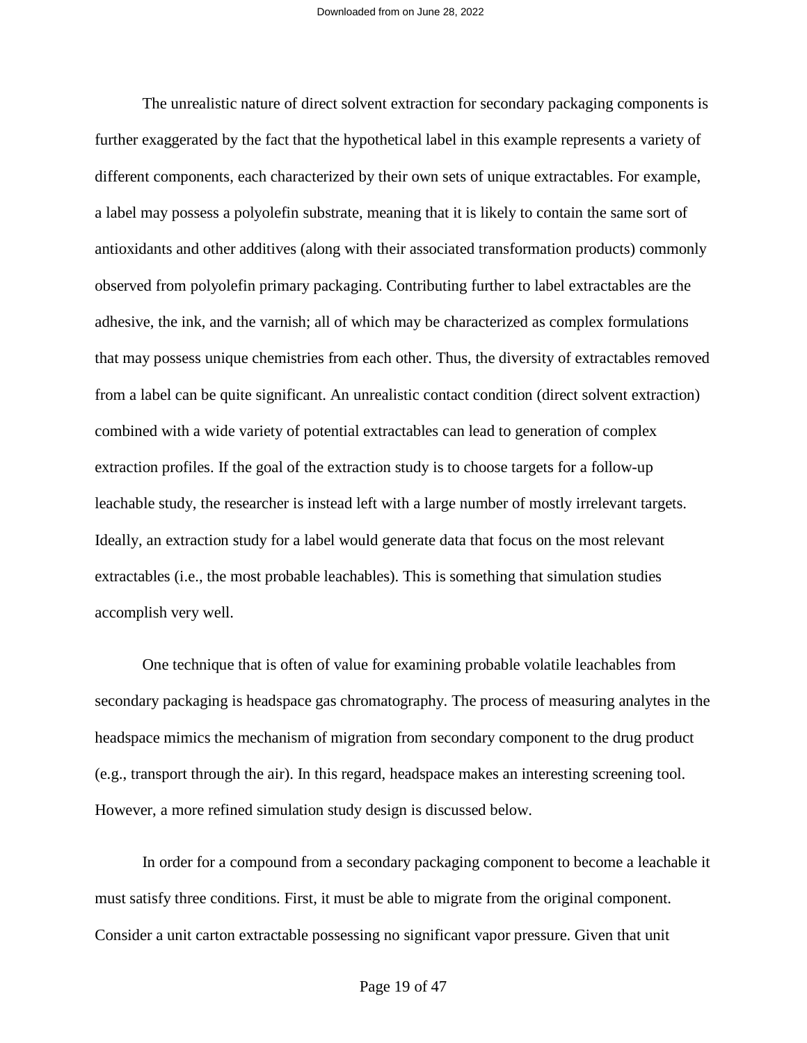The unrealistic nature of direct solvent extraction for secondary packaging components is further exaggerated by the fact that the hypothetical label in this example represents a variety of different components, each characterized by their own sets of unique extractables. For example, a label may possess a polyolefin substrate, meaning that it is likely to contain the same sort of antioxidants and other additives (along with their associated transformation products) commonly observed from polyolefin primary packaging. Contributing further to label extractables are the adhesive, the ink, and the varnish; all of which may be characterized as complex formulations that may possess unique chemistries from each other. Thus, the diversity of extractables removed from a label can be quite significant. An unrealistic contact condition (direct solvent extraction) combined with a wide variety of potential extractables can lead to generation of complex extraction profiles. If the goal of the extraction study is to choose targets for a follow-up leachable study, the researcher is instead left with a large number of mostly irrelevant targets. Ideally, an extraction study for a label would generate data that focus on the most relevant extractables (i.e., the most probable leachables). This is something that simulation studies accomplish very well.

One technique that is often of value for examining probable volatile leachables from secondary packaging is headspace gas chromatography. The process of measuring analytes in the headspace mimics the mechanism of migration from secondary component to the drug product (e.g., transport through the air). In this regard, headspace makes an interesting screening tool. However, a more refined simulation study design is discussed below.

In order for a compound from a secondary packaging component to become a leachable it must satisfy three conditions. First, it must be able to migrate from the original component. Consider a unit carton extractable possessing no significant vapor pressure. Given that unit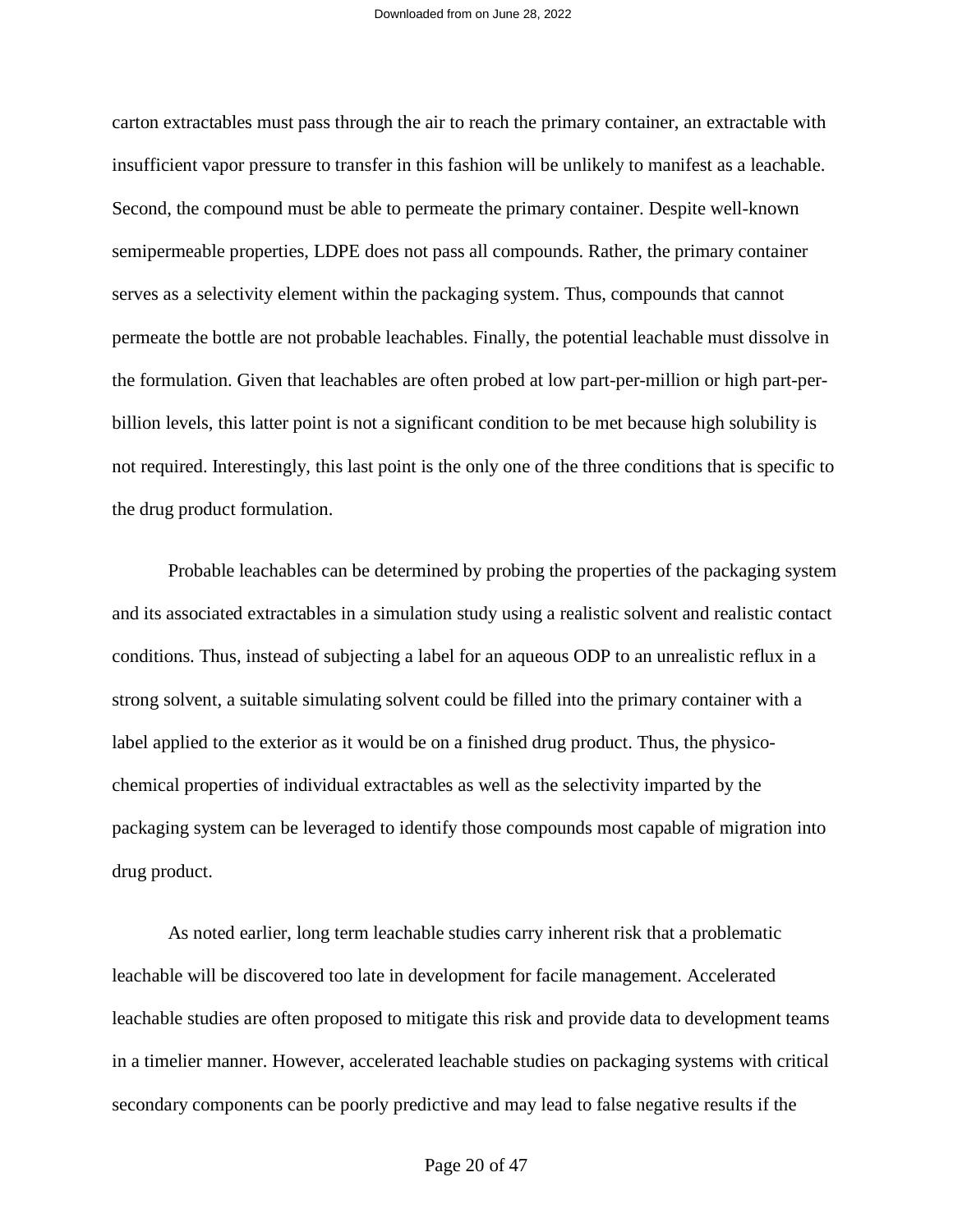carton extractables must pass through the air to reach the primary container, an extractable with insufficient vapor pressure to transfer in this fashion will be unlikely to manifest as a leachable. Second, the compound must be able to permeate the primary container. Despite well-known semipermeable properties, LDPE does not pass all compounds. Rather, the primary container serves as a selectivity element within the packaging system. Thus, compounds that cannot permeate the bottle are not probable leachables. Finally, the potential leachable must dissolve in the formulation. Given that leachables are often probed at low part-per-million or high part-per-billion levels, this latter point is not a significant condition to be met because high solubility is not required. Interestingly, this last point is the only one of the three conditions that is specific to the drug product formulation.

Probable leachables can be determined by probing the properties of the packaging system and its associated extractables in a simulation study using a realistic solvent and realistic contact conditions. Thus, instead of subjecting a label for an aqueous ODP to an unrealistic reflux in a strong solvent, a suitable simulating solvent could be filled into the primary container with a label applied to the exterior as it would be on a finished drug product. Thus, the physico-chemical properties of individual extractables as well as the selectivity imparted by the packaging system can be leveraged to identify those compounds most capable of migration into drug product.

As noted earlier, long term leachable studies carry inherent risk that a problematic leachable will be discovered too late in development for facile management. Accelerated leachable studies are often proposed to mitigate this risk and provide data to development teams in a timelier manner. However, accelerated leachable studies on packaging systems with critical secondary components can be poorly predictive and may lead to false negative results if the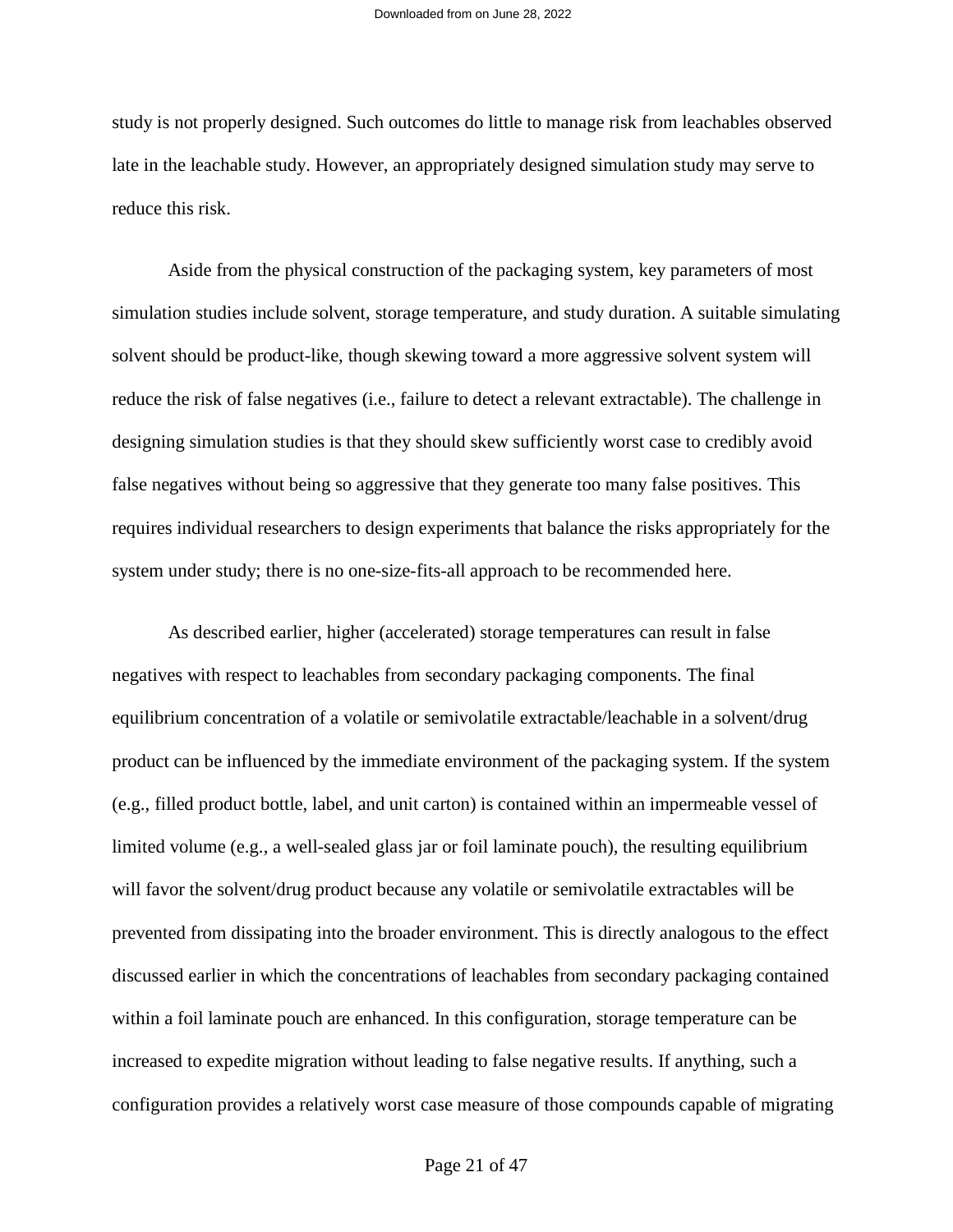study is not properly designed. Such outcomes do little to manage risk from leachables observed late in the leachable study. However, an appropriately designed simulation study may serve to reduce this risk.

Aside from the physical construction of the packaging system, key parameters of most simulation studies include solvent, storage temperature, and study duration. A suitable simulating solvent should be product-like, though skewing toward a more aggressive solvent system will reduce the risk of false negatives (i.e., failure to detect a relevant extractable). The challenge in designing simulation studies is that they should skew sufficiently worst case to credibly avoid false negatives without being so aggressive that they generate too many false positives. This requires individual researchers to design experiments that balance the risks appropriately for the system under study; there is no one-size-fits-all approach to be recommended here.

As described earlier, higher (accelerated) storage temperatures can result in false negatives with respect to leachables from secondary packaging components. The final equilibrium concentration of a volatile or semivolatile extractable/leachable in a solvent/drug product can be influenced by the immediate environment of the packaging system. If the system (e.g., filled product bottle, label, and unit carton) is contained within an impermeable vessel of limited volume (e.g., a well-sealed glass jar or foil laminate pouch), the resulting equilibrium will favor the solvent/drug product because any volatile or semivolatile extractables will be prevented from dissipating into the broader environment. This is directly analogous to the effect discussed earlier in which the concentrations of leachables from secondary packaging contained within a foil laminate pouch are enhanced. In this configuration, storage temperature can be increased to expedite migration without leading to false negative results. If anything, such a configuration provides a relatively worst case measure of those compounds capable of migrating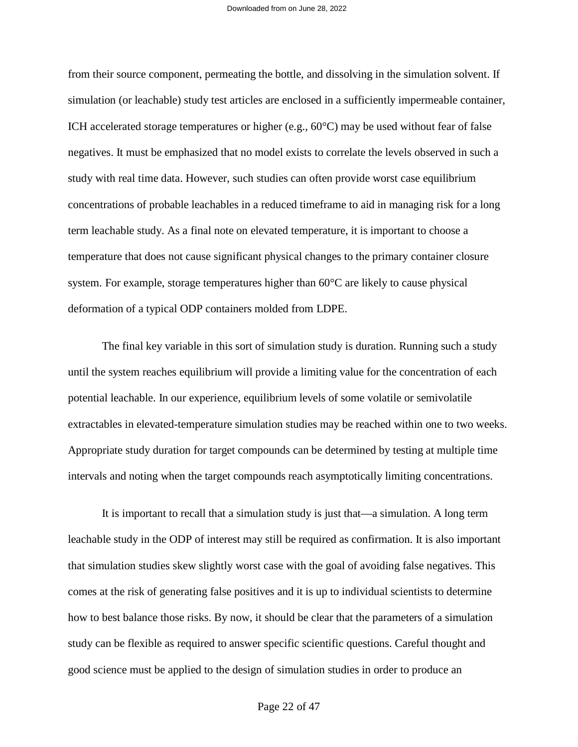from their source component, permeating the bottle, and dissolving in the simulation solvent. If simulation (or leachable) study test articles are enclosed in a sufficiently impermeable container, ICH accelerated storage temperatures or higher (e.g., 60°C) may be used without fear of false negatives. It must be emphasized that no model exists to correlate the levels observed in such a study with real time data. However, such studies can often provide worst case equilibrium concentrations of probable leachables in a reduced timeframe to aid in managing risk for a long term leachable study. As a final note on elevated temperature, it is important to choose a temperature that does not cause significant physical changes to the primary container closure system. For example, storage temperatures higher than 60°C are likely to cause physical deformation of a typical ODP containers molded from LDPE.

The final key variable in this sort of simulation study is duration. Running such a study until the system reaches equilibrium will provide a limiting value for the concentration of each potential leachable. In our experience, equilibrium levels of some volatile or semivolatile extractables in elevated-temperature simulation studies may be reached within one to two weeks. Appropriate study duration for target compounds can be determined by testing at multiple time intervals and noting when the target compounds reach asymptotically limiting concentrations.

It is important to recall that a simulation study is just that—a simulation. A long term leachable study in the ODP of interest may still be required as confirmation. It is also important that simulation studies skew slightly worst case with the goal of avoiding false negatives. This comes at the risk of generating false positives and it is up to individual scientists to determine how to best balance those risks. By now, it should be clear that the parameters of a simulation study can be flexible as required to answer specific scientific questions. Careful thought and good science must be applied to the design of simulation studies in order to produce an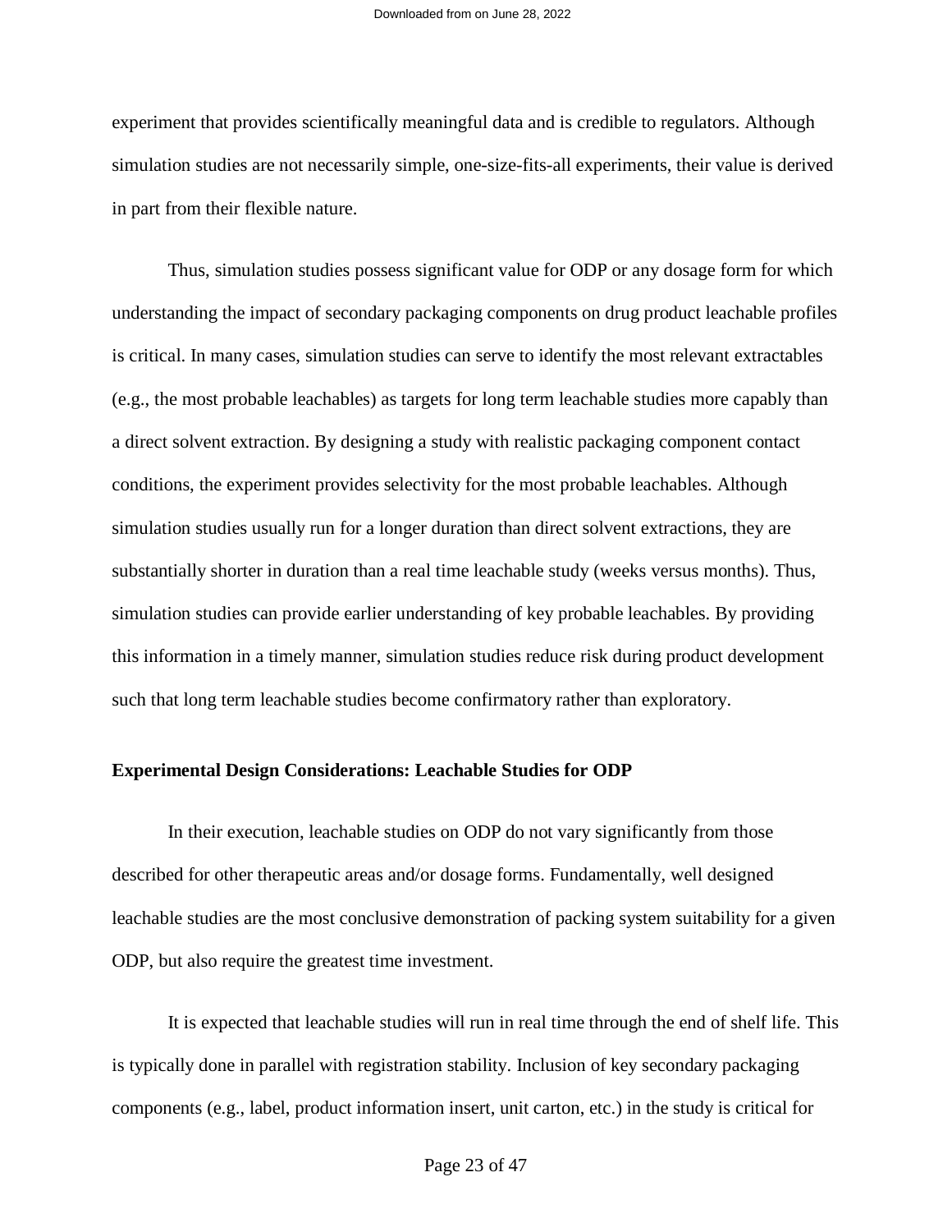experiment that provides scientifically meaningful data and is credible to regulators. Although simulation studies are not necessarily simple, one-size-fits-all experiments, their value is derived in part from their flexible nature.

Thus, simulation studies possess significant value for ODP or any dosage form for which understanding the impact of secondary packaging components on drug product leachable profiles is critical. In many cases, simulation studies can serve to identify the most relevant extractables (e.g., the most probable leachables) as targets for long term leachable studies more capably than a direct solvent extraction. By designing a study with realistic packaging component contact conditions, the experiment provides selectivity for the most probable leachables. Although simulation studies usually run for a longer duration than direct solvent extractions, they are substantially shorter in duration than a real time leachable study (weeks versus months). Thus, simulation studies can provide earlier understanding of key probable leachables. By providing this information in a timely manner, simulation studies reduce risk during product development such that long term leachable studies become confirmatory rather than exploratory.

**Experimental Design Considerations: Leachable Studies for ODP**

In their execution, leachable studies on ODP do not vary significantly from those described for other therapeutic areas and/or dosage forms. Fundamentally, well designed leachable studies are the most conclusive demonstration of packing system suitability for a given ODP, but also require the greatest time investment.

It is expected that leachable studies will run in real time through the end of shelf life. This is typically done in parallel with registration stability. Inclusion of key secondary packaging components (e.g., label, product information insert, unit carton, etc.) in the study is critical for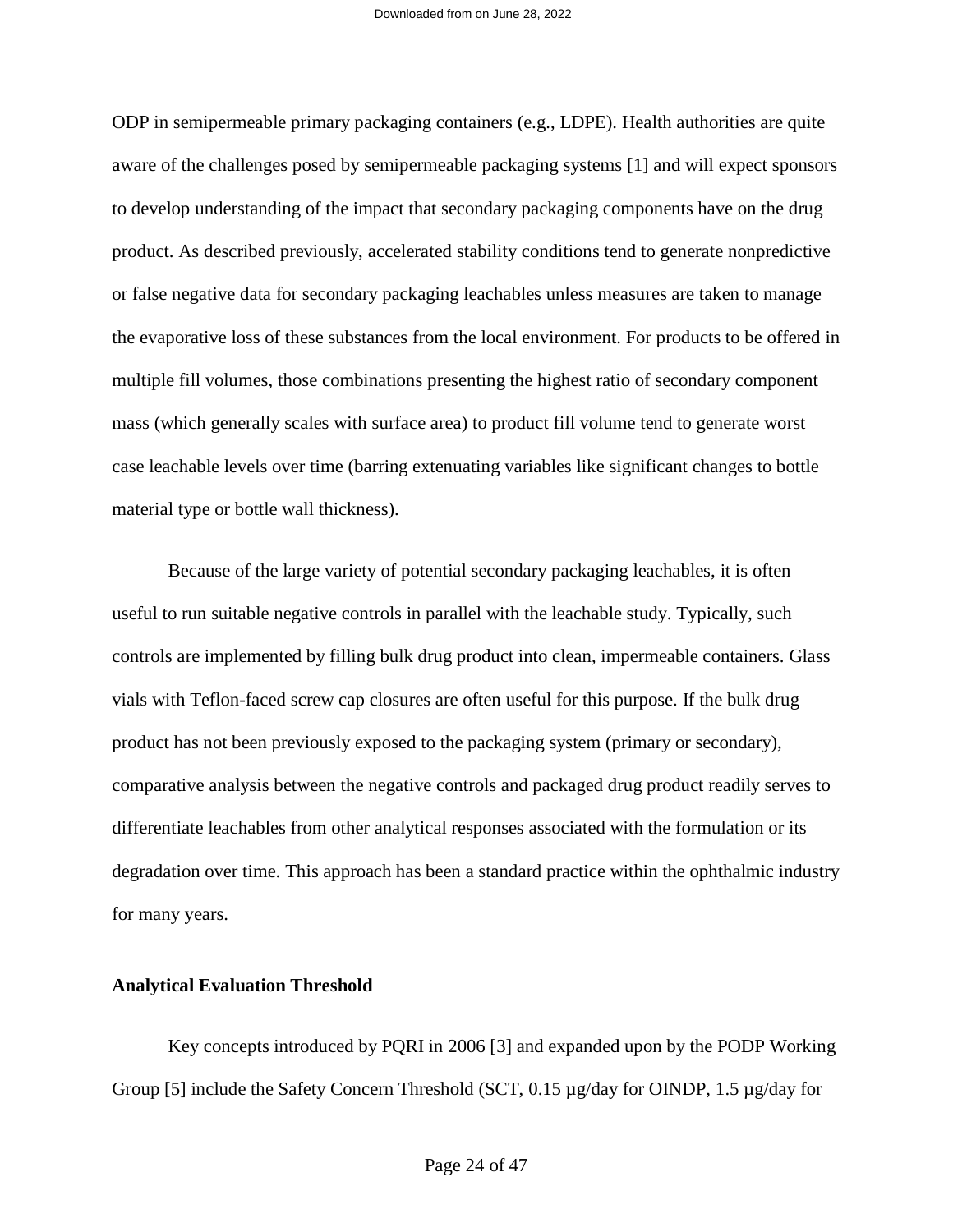ODP in semipermeable primary packaging containers (e.g., LDPE). Health authorities are quite aware of the challenges posed by semipermeable packaging systems [1] and will expect sponsors to develop understanding of the impact that secondary packaging components have on the drug product. As described previously, accelerated stability conditions tend to generate nonpredictive or false negative data for secondary packaging leachables unless measures are taken to manage the evaporative loss of these substances from the local environment. For products to be offered in multiple fill volumes, those combinations presenting the highest ratio of secondary component mass (which generally scales with surface area) to product fill volume tend to generate worst case leachable levels over time (barring extenuating variables like significant changes to bottle material type or bottle wall thickness).

Because of the large variety of potential secondary packaging leachables, it is often useful to run suitable negative controls in parallel with the leachable study. Typically, such controls are implemented by filling bulk drug product into clean, impermeable containers. Glass vials with Teflon-faced screw cap closures are often useful for this purpose. If the bulk drug product has not been previously exposed to the packaging system (primary or secondary), comparative analysis between the negative controls and packaged drug product readily serves to differentiate leachables from other analytical responses associated with the formulation or its degradation over time. This approach has been a standard practice within the ophthalmic industry for many years.

**Analytical Evaluation Threshold**

Key concepts introduced by PQRI in 2006 [3] and expanded upon by the PODP Working Group [5] include the Safety Concern Threshold (SCT, 0.15 µg/day for OINDP, 1.5 µg/day for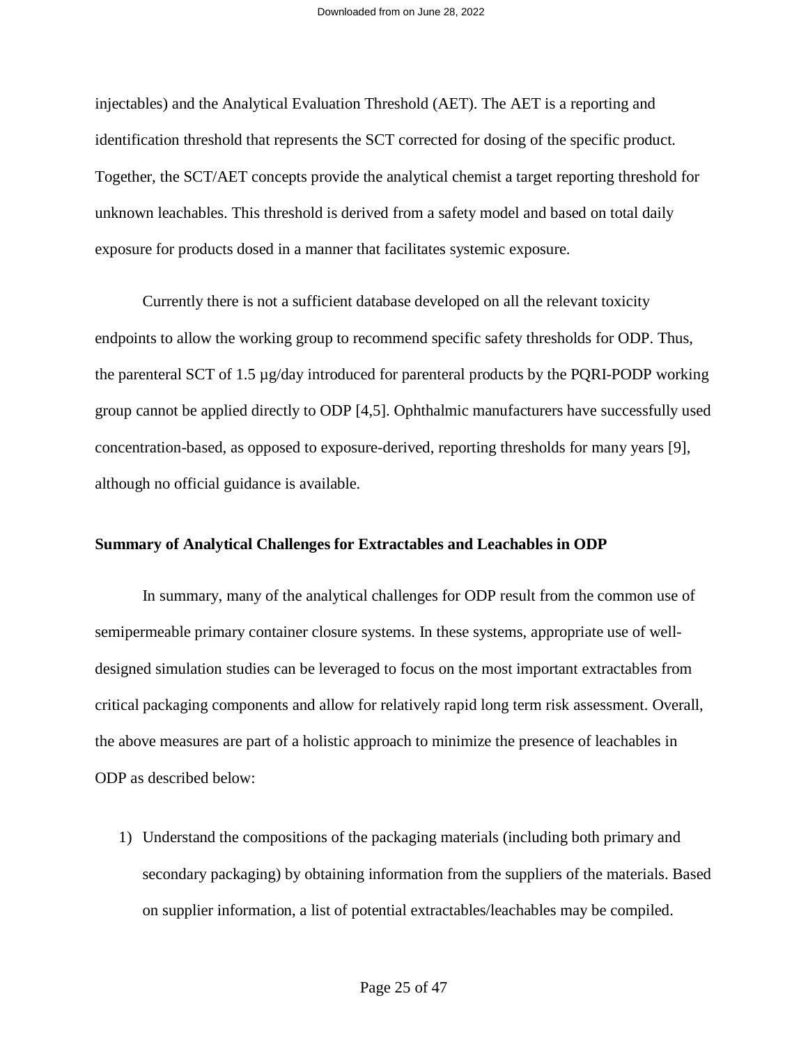injectables) and the Analytical Evaluation Threshold (AET). The AET is a reporting and identification threshold that represents the SCT corrected for dosing of the specific product. Together, the SCT/AET concepts provide the analytical chemist a target reporting threshold for unknown leachables. This threshold is derived from a safety model and based on total daily exposure for products dosed in a manner that facilitates systemic exposure.

Currently there is not a sufficient database developed on all the relevant toxicity endpoints to allow the working group to recommend specific safety thresholds for ODP. Thus, the parenteral SCT of 1.5 µg/day introduced for parenteral products by the PQRI-PODP working group cannot be applied directly to ODP [4,5]. Ophthalmic manufacturers have successfully used concentration-based, as opposed to exposure-derived, reporting thresholds for many years [9], although no official guidance is available.

**Summary of Analytical Challenges for Extractables and Leachables in ODP**

In summary, many of the analytical challenges for ODP result from the common use of semipermeable primary container closure systems. In these systems, appropriate use of well-designed simulation studies can be leveraged to focus on the most important extractables from critical packaging components and allow for relatively rapid long term risk assessment. Overall, the above measures are part of a holistic approach to minimize the presence of leachables in ODP as described below:

1) Understand the compositions of the packaging materials (including both primary and secondary packaging) by obtaining information from the suppliers of the materials. Based on supplier information, a list of potential extractables/leachables may be compiled.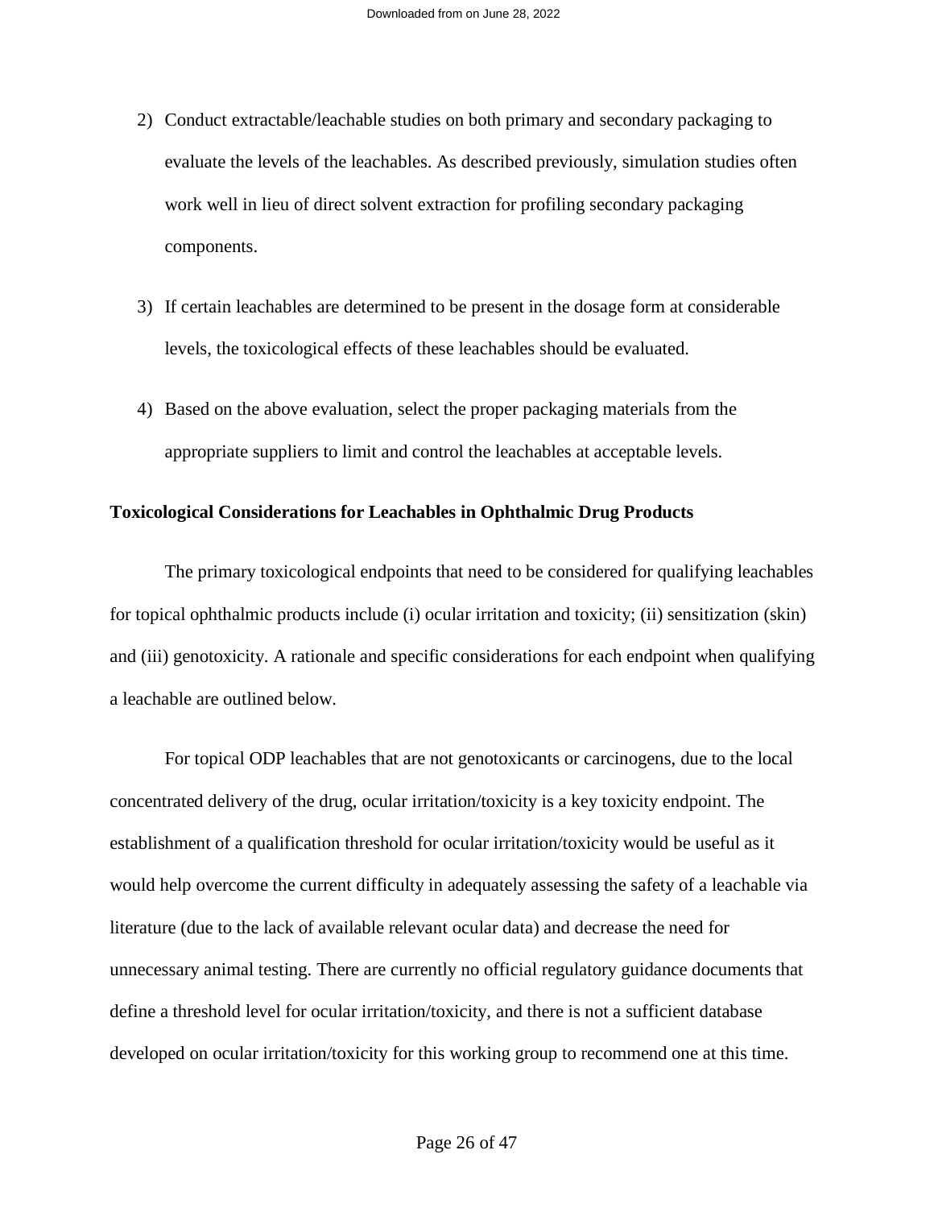2) Conduct extractable/leachable studies on both primary and secondary packaging to evaluate the levels of the leachables. As described previously, simulation studies often work well in lieu of direct solvent extraction for profiling secondary packaging components.

3) If certain leachables are determined to be present in the dosage form at considerable levels, the toxicological effects of these leachables should be evaluated.

4) Based on the above evaluation, select the proper packaging materials from the appropriate suppliers to limit and control the leachables at acceptable levels.

**Toxicological Considerations for Leachables in Ophthalmic Drug Products**

The primary toxicological endpoints that need to be considered for qualifying leachables for topical ophthalmic products include (i) ocular irritation and toxicity; (ii) sensitization (skin) and (iii) genotoxicity. A rationale and specific considerations for each endpoint when qualifying a leachable are outlined below.

For topical ODP leachables that are not genotoxicants or carcinogens, due to the local concentrated delivery of the drug, ocular irritation/toxicity is a key toxicity endpoint. The establishment of a qualification threshold for ocular irritation/toxicity would be useful as it would help overcome the current difficulty in adequately assessing the safety of a leachable via literature (due to the lack of available relevant ocular data) and decrease the need for unnecessary animal testing. There are currently no official regulatory guidance documents that define a threshold level for ocular irritation/toxicity, and there is not a sufficient database developed on ocular irritation/toxicity for this working group to recommend one at this time.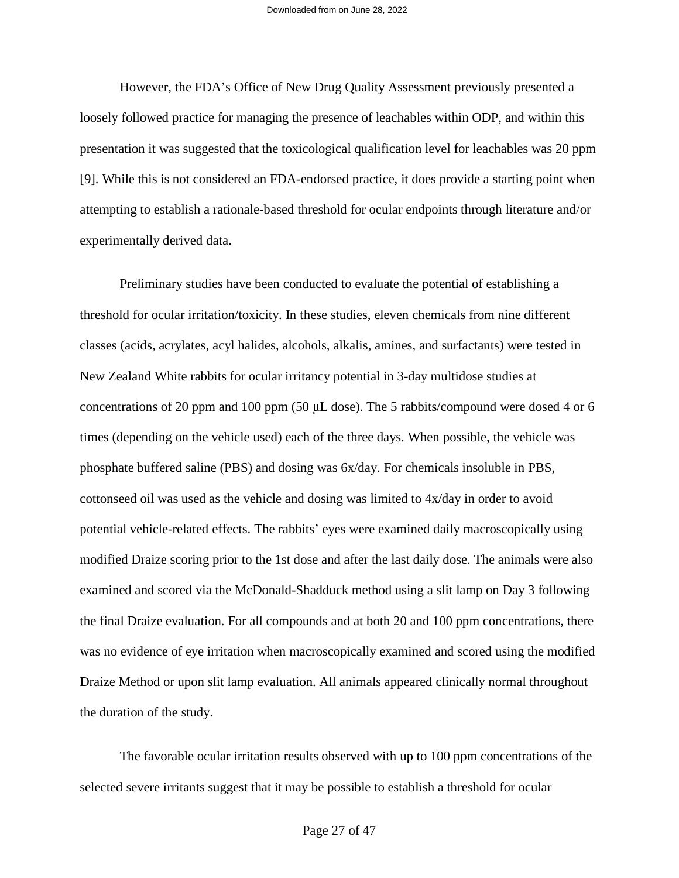However, the FDA's Office of New Drug Quality Assessment previously presented a loosely followed practice for managing the presence of leachables within ODP, and within this presentation it was suggested that the toxicological qualification level for leachables was 20 ppm [9]. While this is not considered an FDA-endorsed practice, it does provide a starting point when attempting to establish a rationale-based threshold for ocular endpoints through literature and/or experimentally derived data.

Preliminary studies have been conducted to evaluate the potential of establishing a threshold for ocular irritation/toxicity. In these studies, eleven chemicals from nine different classes (acids, acrylates, acyl halides, alcohols, alkalis, amines, and surfactants) were tested in New Zealand White rabbits for ocular irritancy potential in 3-day multidose studies at concentrations of 20 ppm and 100 ppm (50 μL dose). The 5 rabbits/compound were dosed 4 or 6 times (depending on the vehicle used) each of the three days. When possible, the vehicle was phosphate buffered saline (PBS) and dosing was 6x/day. For chemicals insoluble in PBS, cottonseed oil was used as the vehicle and dosing was limited to 4x/day in order to avoid potential vehicle-related effects. The rabbits' eyes were examined daily macroscopically using modified Draize scoring prior to the 1st dose and after the last daily dose. The animals were also examined and scored via the McDonald-Shadduck method using a slit lamp on Day 3 following the final Draize evaluation. For all compounds and at both 20 and 100 ppm concentrations, there was no evidence of eye irritation when macroscopically examined and scored using the modified Draize Method or upon slit lamp evaluation. All animals appeared clinically normal throughout the duration of the study.

The favorable ocular irritation results observed with up to 100 ppm concentrations of the selected severe irritants suggest that it may be possible to establish a threshold for ocular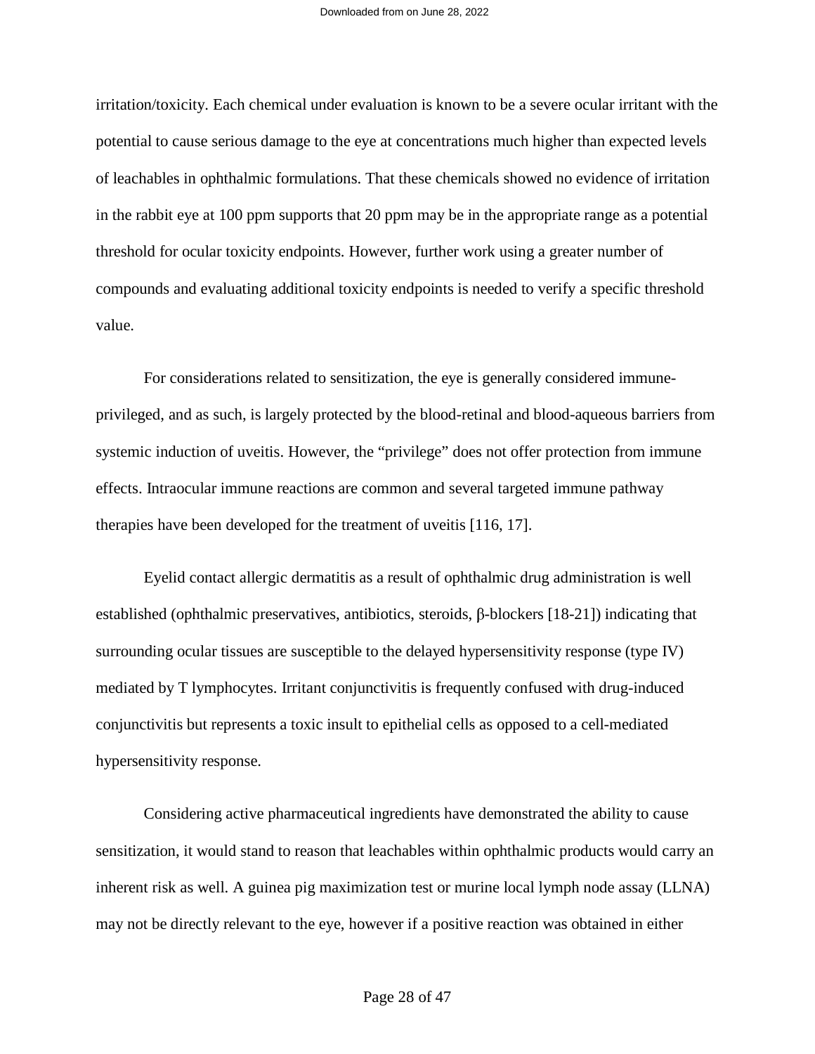irritation/toxicity. Each chemical under evaluation is known to be a severe ocular irritant with the potential to cause serious damage to the eye at concentrations much higher than expected levels of leachables in ophthalmic formulations. That these chemicals showed no evidence of irritation in the rabbit eye at 100 ppm supports that 20 ppm may be in the appropriate range as a potential threshold for ocular toxicity endpoints. However, further work using a greater number of compounds and evaluating additional toxicity endpoints is needed to verify a specific threshold value.

For considerations related to sensitization, the eye is generally considered immune-privileged, and as such, is largely protected by the blood-retinal and blood-aqueous barriers from systemic induction of uveitis. However, the "privilege" does not offer protection from immune effects. Intraocular immune reactions are common and several targeted immune pathway therapies have been developed for the treatment of uveitis [116, 17].

Eyelid contact allergic dermatitis as a result of ophthalmic drug administration is well established (ophthalmic preservatives, antibiotics, steroids, β-blockers [18-21]) indicating that surrounding ocular tissues are susceptible to the delayed hypersensitivity response (type IV) mediated by T lymphocytes. Irritant conjunctivitis is frequently confused with drug-induced conjunctivitis but represents a toxic insult to epithelial cells as opposed to a cell-mediated hypersensitivity response.

Considering active pharmaceutical ingredients have demonstrated the ability to cause sensitization, it would stand to reason that leachables within ophthalmic products would carry an inherent risk as well. A guinea pig maximization test or murine local lymph node assay (LLNA) may not be directly relevant to the eye, however if a positive reaction was obtained in either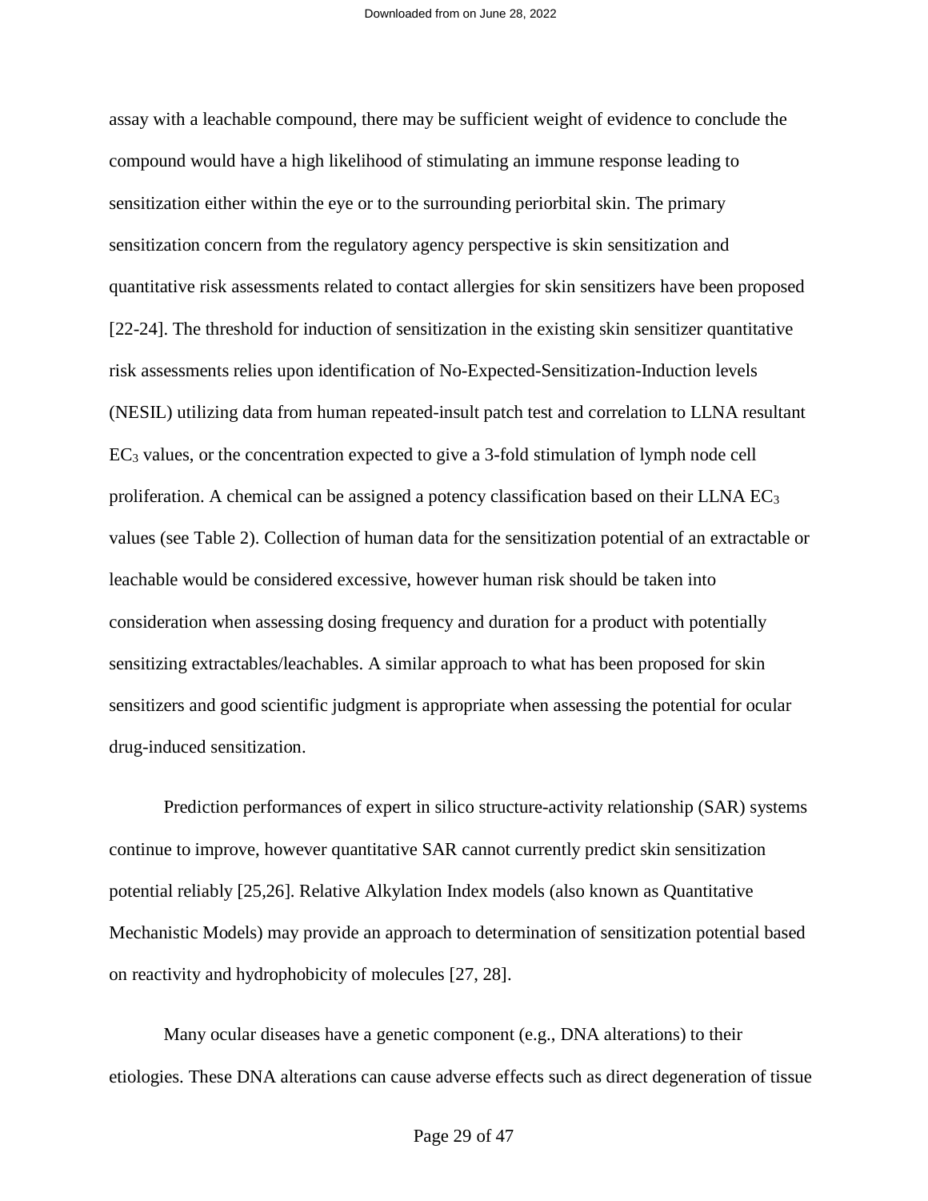assay with a leachable compound, there may be sufficient weight of evidence to conclude the compound would have a high likelihood of stimulating an immune response leading to sensitization either within the eye or to the surrounding periorbital skin. The primary sensitization concern from the regulatory agency perspective is skin sensitization and quantitative risk assessments related to contact allergies for skin sensitizers have been proposed [22-24]. The threshold for induction of sensitization in the existing skin sensitizer quantitative risk assessments relies upon identification of No-Expected-Sensitization-Induction levels (NESIL) utilizing data from human repeated-insult patch test and correlation to LLNA resultant $EC_3$ values, or the concentration expected to give a 3-fold stimulation of lymph node cell proliferation. A chemical can be assigned a potency classification based on their LLNA $EC_3$ values (see Table 2). Collection of human data for the sensitization potential of an extractable or leachable would be considered excessive, however human risk should be taken into consideration when assessing dosing frequency and duration for a product with potentially sensitizing extractables/leachables. A similar approach to what has been proposed for skin sensitizers and good scientific judgment is appropriate when assessing the potential for ocular drug-induced sensitization.

Prediction performances of expert in silico structure-activity relationship (SAR) systems continue to improve, however quantitative SAR cannot currently predict skin sensitization potential reliably [25,26]. Relative Alkylation Index models (also known as Quantitative Mechanistic Models) may provide an approach to determination of sensitization potential based on reactivity and hydrophobicity of molecules [27, 28].

Many ocular diseases have a genetic component (e.g., DNA alterations) to their etiologies. These DNA alterations can cause adverse effects such as direct degeneration of tissue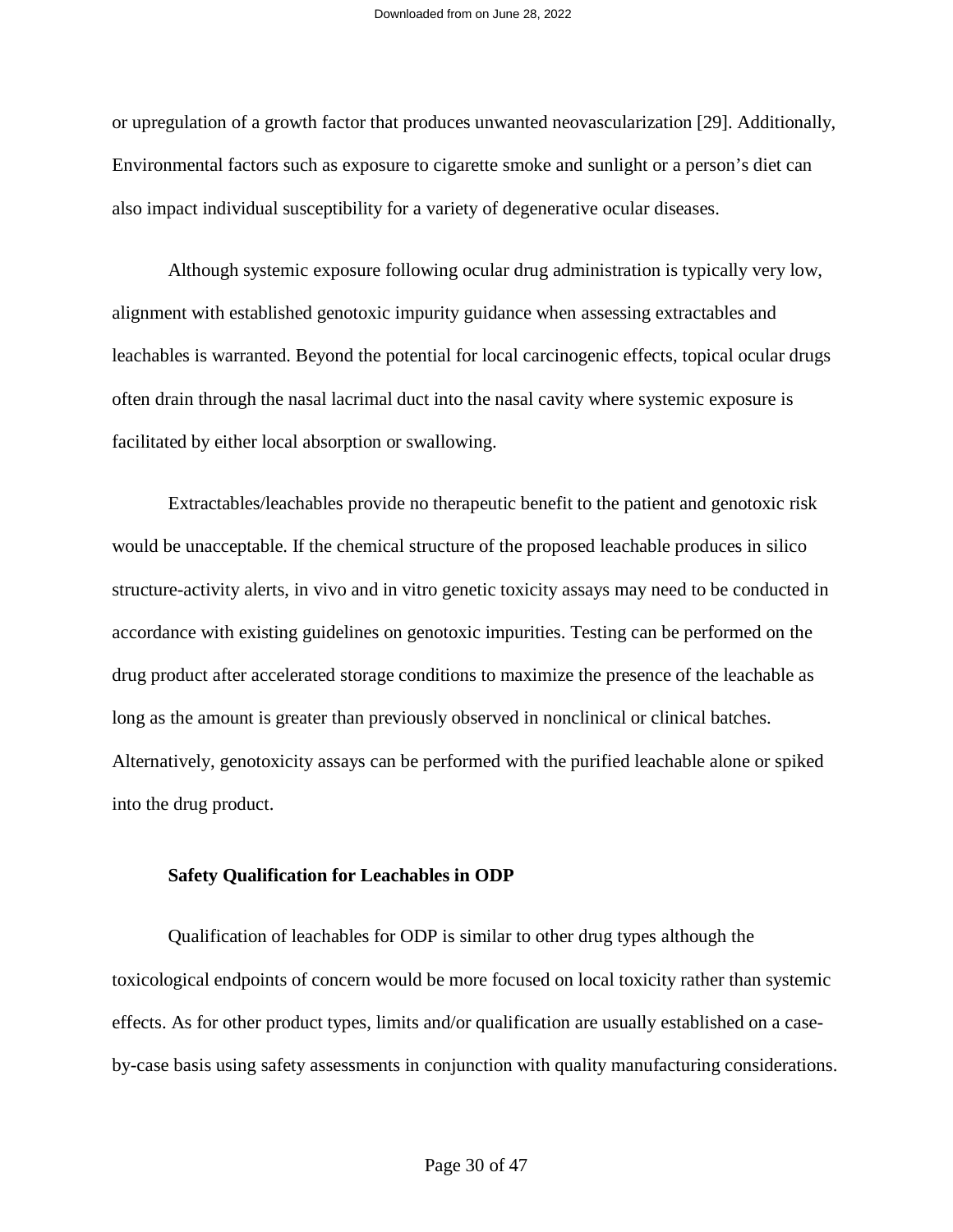or upregulation of a growth factor that produces unwanted neovascularization [29]. Additionally, Environmental factors such as exposure to cigarette smoke and sunlight or a person's diet can also impact individual susceptibility for a variety of degenerative ocular diseases.

Although systemic exposure following ocular drug administration is typically very low, alignment with established genotoxic impurity guidance when assessing extractables and leachables is warranted. Beyond the potential for local carcinogenic effects, topical ocular drugs often drain through the nasal lacrimal duct into the nasal cavity where systemic exposure is facilitated by either local absorption or swallowing.

Extractables/leachables provide no therapeutic benefit to the patient and genotoxic risk would be unacceptable. If the chemical structure of the proposed leachable produces in silico structure-activity alerts, in vivo and in vitro genetic toxicity assays may need to be conducted in accordance with existing guidelines on genotoxic impurities. Testing can be performed on the drug product after accelerated storage conditions to maximize the presence of the leachable as long as the amount is greater than previously observed in nonclinical or clinical batches. Alternatively, genotoxicity assays can be performed with the purified leachable alone or spiked into the drug product.

**Safety Qualification for Leachables in ODP**

Qualification of leachables for ODP is similar to other drug types although the toxicological endpoints of concern would be more focused on local toxicity rather than systemic effects. As for other product types, limits and/or qualification are usually established on a case-by-case basis using safety assessments in conjunction with quality manufacturing considerations.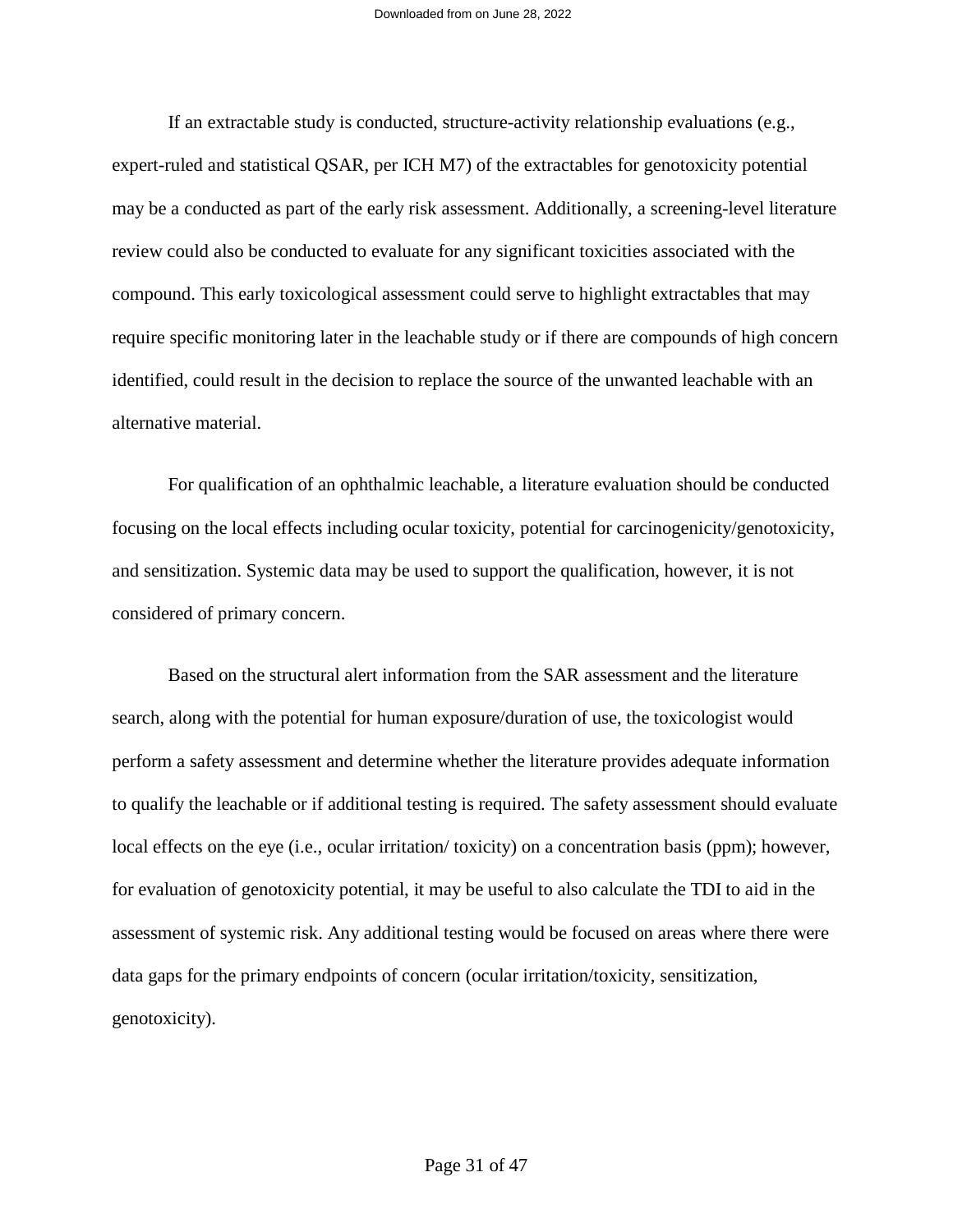If an extractable study is conducted, structure-activity relationship evaluations (e.g., expert-ruled and statistical QSAR, per ICH M7) of the extractables for genotoxicity potential may be a conducted as part of the early risk assessment. Additionally, a screening-level literature review could also be conducted to evaluate for any significant toxicities associated with the compound. This early toxicological assessment could serve to highlight extractables that may require specific monitoring later in the leachable study or if there are compounds of high concern identified, could result in the decision to replace the source of the unwanted leachable with an alternative material.

For qualification of an ophthalmic leachable, a literature evaluation should be conducted focusing on the local effects including ocular toxicity, potential for carcinogenicity/genotoxicity, and sensitization. Systemic data may be used to support the qualification, however, it is not considered of primary concern.

Based on the structural alert information from the SAR assessment and the literature search, along with the potential for human exposure/duration of use, the toxicologist would perform a safety assessment and determine whether the literature provides adequate information to qualify the leachable or if additional testing is required. The safety assessment should evaluate local effects on the eye (i.e., ocular irritation/ toxicity) on a concentration basis (ppm); however, for evaluation of genotoxicity potential, it may be useful to also calculate the TDI to aid in the assessment of systemic risk. Any additional testing would be focused on areas where there were data gaps for the primary endpoints of concern (ocular irritation/toxicity, sensitization, genotoxicity).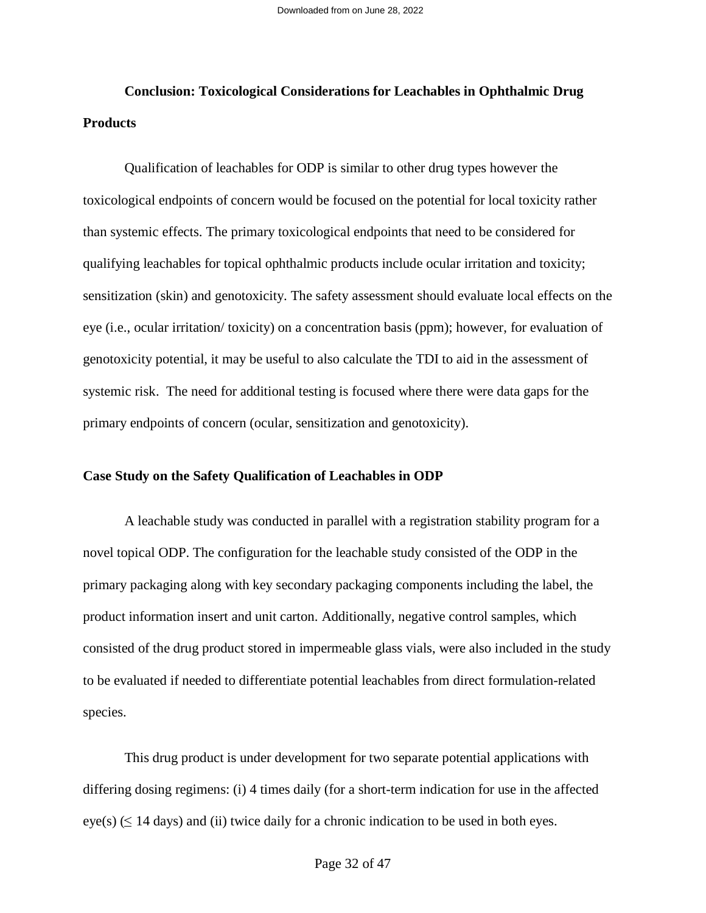## Conclusion: Toxicological Considerations for Leachables in Ophthalmic Drug Products

Qualification of leachables for ODP is similar to other drug types however the toxicological endpoints of concern would be focused on the potential for local toxicity rather than systemic effects. The primary toxicological endpoints that need to be considered for qualifying leachables for topical ophthalmic products include ocular irritation and toxicity; sensitization (skin) and genotoxicity. The safety assessment should evaluate local effects on the eye (i.e., ocular irritation/ toxicity) on a concentration basis (ppm); however, for evaluation of genotoxicity potential, it may be useful to also calculate the TDI to aid in the assessment of systemic risk. The need for additional testing is focused where there were data gaps for the primary endpoints of concern (ocular, sensitization and genotoxicity).

## Case Study on the Safety Qualification of Leachables in ODP

A leachable study was conducted in parallel with a registration stability program for a novel topical ODP. The configuration for the leachable study consisted of the ODP in the primary packaging along with key secondary packaging components including the label, the product information insert and unit carton. Additionally, negative control samples, which consisted of the drug product stored in impermeable glass vials, were also included in the study to be evaluated if needed to differentiate potential leachables from direct formulation-related species.

This drug product is under development for two separate potential applications with differing dosing regimens: (i) 4 times daily (for a short-term indication for use in the affected eye(s) ($\leq$ 14 days) and (ii) twice daily for a chronic indication to be used in both eyes.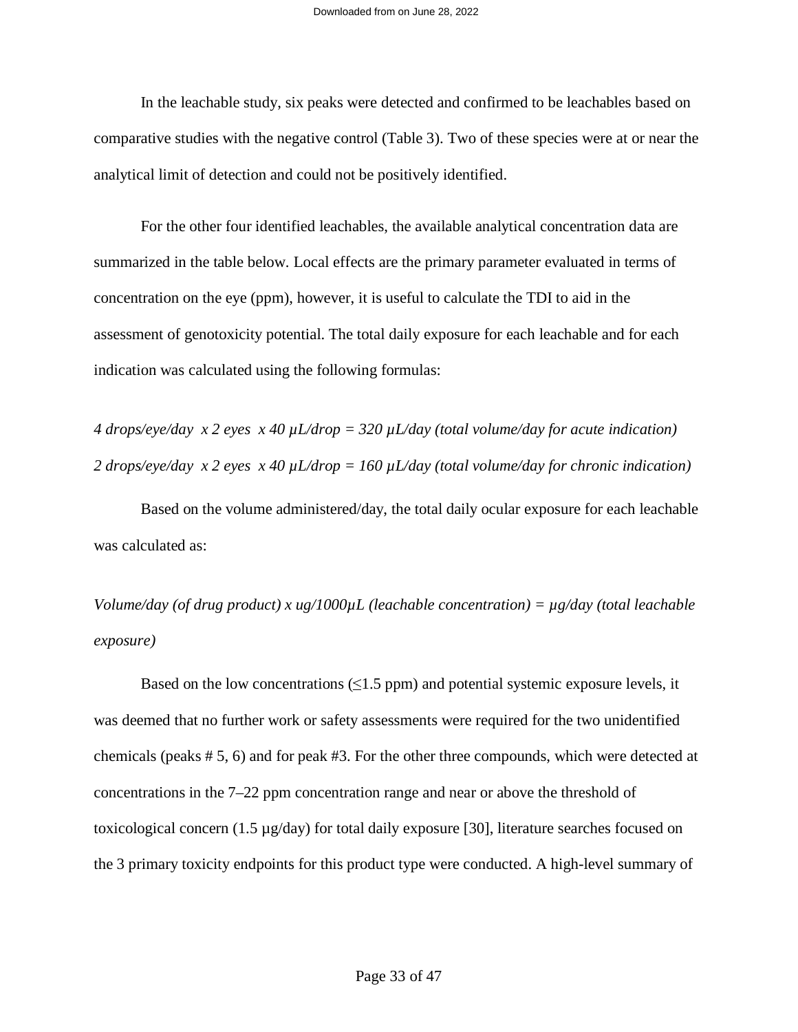In the leachable study, six peaks were detected and confirmed to be leachables based on comparative studies with the negative control (Table 3). Two of these species were at or near the analytical limit of detection and could not be positively identified.

For the other four identified leachables, the available analytical concentration data are summarized in the table below. Local effects are the primary parameter evaluated in terms of concentration on the eye (ppm), however, it is useful to calculate the TDI to aid in the assessment of genotoxicity potential. The total daily exposure for each leachable and for each indication was calculated using the following formulas:

*4 drops/eye/day x 2 eyes x 40 µL/drop = 320 µL/day (total volume/day for acute indication)*
*2 drops/eye/day x 2 eyes x 40 µL/drop = 160 µL/day (total volume/day for chronic indication)*

Based on the volume administered/day, the total daily ocular exposure for each leachable was calculated as:

*Volume/day (of drug product) x ug/1000µL (leachable concentration) = µg/day (total leachable exposure)*

Based on the low concentrations (≤1.5 ppm) and potential systemic exposure levels, it was deemed that no further work or safety assessments were required for the two unidentified chemicals (peaks # 5, 6) and for peak #3. For the other three compounds, which were detected at concentrations in the 7–22 ppm concentration range and near or above the threshold of toxicological concern (1.5 µg/day) for total daily exposure [30], literature searches focused on the 3 primary toxicity endpoints for this product type were conducted. A high-level summary of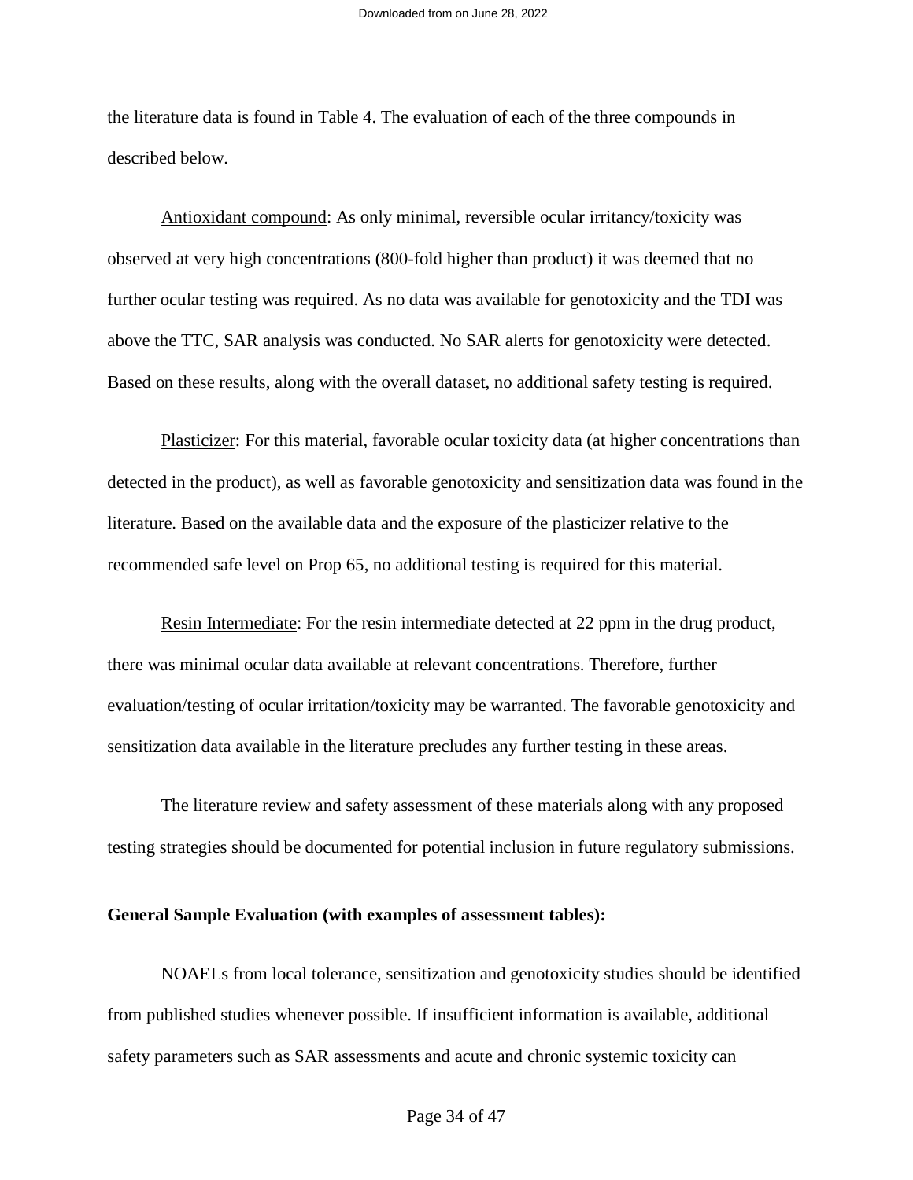the literature data is found in Table 4. The evaluation of each of the three compounds in described below.

Antioxidant compound: As only minimal, reversible ocular irritancy/toxicity was observed at very high concentrations (800-fold higher than product) it was deemed that no further ocular testing was required. As no data was available for genotoxicity and the TDI was above the TTC, SAR analysis was conducted. No SAR alerts for genotoxicity were detected. Based on these results, along with the overall dataset, no additional safety testing is required.

Plasticizer: For this material, favorable ocular toxicity data (at higher concentrations than detected in the product), as well as favorable genotoxicity and sensitization data was found in the literature. Based on the available data and the exposure of the plasticizer relative to the recommended safe level on Prop 65, no additional testing is required for this material.

Resin Intermediate: For the resin intermediate detected at 22 ppm in the drug product, there was minimal ocular data available at relevant concentrations. Therefore, further evaluation/testing of ocular irritation/toxicity may be warranted. The favorable genotoxicity and sensitization data available in the literature precludes any further testing in these areas.

The literature review and safety assessment of these materials along with any proposed testing strategies should be documented for potential inclusion in future regulatory submissions.

**General Sample Evaluation (with examples of assessment tables):**

NOAELs from local tolerance, sensitization and genotoxicity studies should be identified from published studies whenever possible. If insufficient information is available, additional safety parameters such as SAR assessments and acute and chronic systemic toxicity can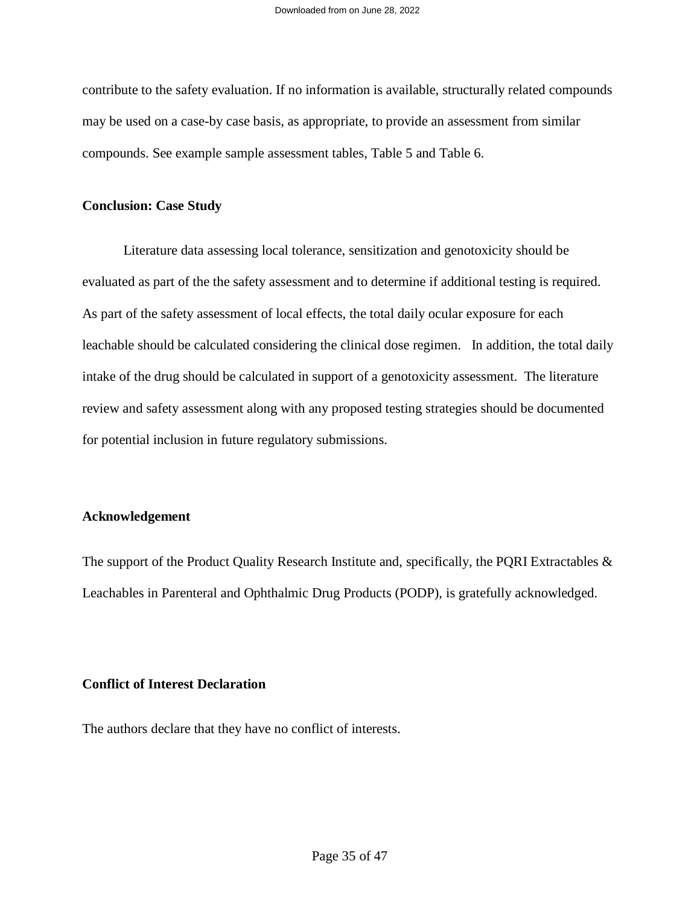contribute to the safety evaluation. If no information is available, structurally related compounds may be used on a case-by case basis, as appropriate, to provide an assessment from similar compounds. See example sample assessment tables, Table 5 and Table 6.

**Conclusion: Case Study**

Literature data assessing local tolerance, sensitization and genotoxicity should be evaluated as part of the the safety assessment and to determine if additional testing is required. As part of the safety assessment of local effects, the total daily ocular exposure for each leachable should be calculated considering the clinical dose regimen. In addition, the total daily intake of the drug should be calculated in support of a genotoxicity assessment. The literature review and safety assessment along with any proposed testing strategies should be documented for potential inclusion in future regulatory submissions.

**Acknowledgement**

The support of the Product Quality Research Institute and, specifically, the PQRI Extractables & Leachables in Parenteral and Ophthalmic Drug Products (PODP), is gratefully acknowledged.

**Conflict of Interest Declaration**

The authors declare that they have no conflict of interests.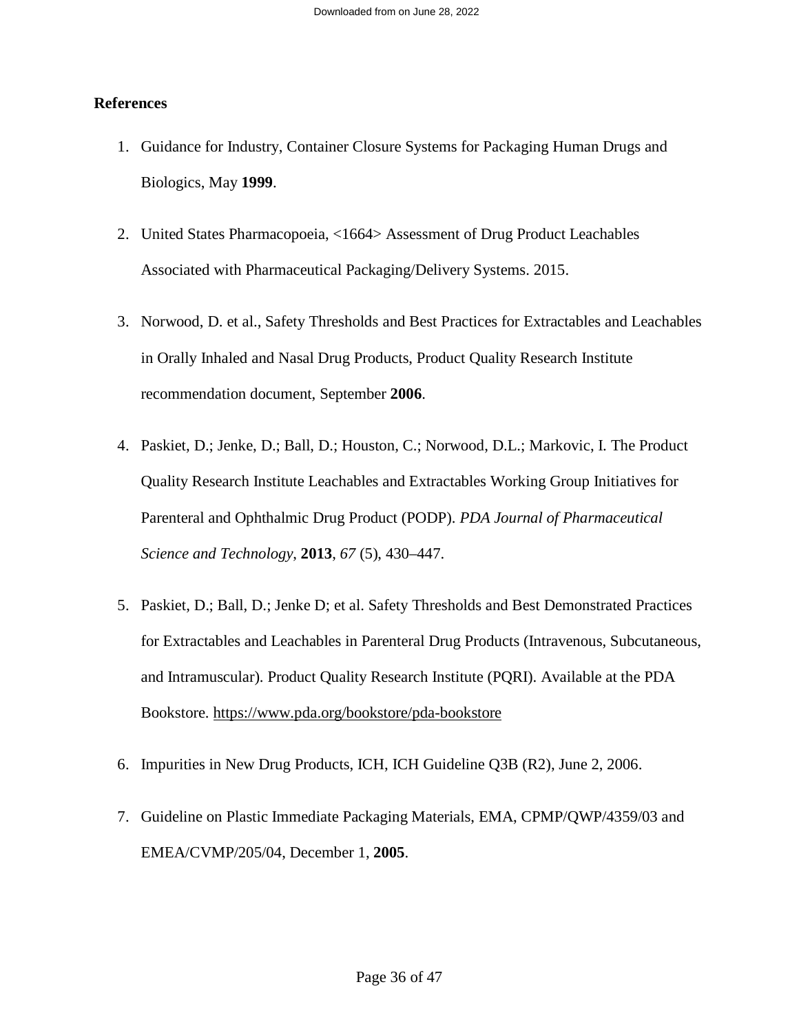## References

1. Guidance for Industry, Container Closure Systems for Packaging Human Drugs and Biologics, May **1999**.

2. United States Pharmacopoeia, <1664> Assessment of Drug Product Leachables Associated with Pharmaceutical Packaging/Delivery Systems. 2015.

3. Norwood, D. et al., Safety Thresholds and Best Practices for Extractables and Leachables in Orally Inhaled and Nasal Drug Products, Product Quality Research Institute recommendation document, September **2006**.

4. Paskiet, D.; Jenke, D.; Ball, D.; Houston, C.; Norwood, D.L.; Markovic, I. The Product Quality Research Institute Leachables and Extractables Working Group Initiatives for Parenteral and Ophthalmic Drug Product (PODP). *PDA Journal of Pharmaceutical Science and Technology*, **2013**, *67* (5), 430–447.

5. Paskiet, D.; Ball, D.; Jenke D; et al. Safety Thresholds and Best Demonstrated Practices for Extractables and Leachables in Parenteral Drug Products (Intravenous, Subcutaneous, and Intramuscular). Product Quality Research Institute (PQRI). Available at the PDA Bookstore. https://www.pda.org/bookstore/pda-bookstore

6. Impurities in New Drug Products, ICH, ICH Guideline Q3B (R2), June 2, 2006.

7. Guideline on Plastic Immediate Packaging Materials, EMA, CPMP/QWP/4359/03 and EMEA/CVMP/205/04, December 1, **2005**.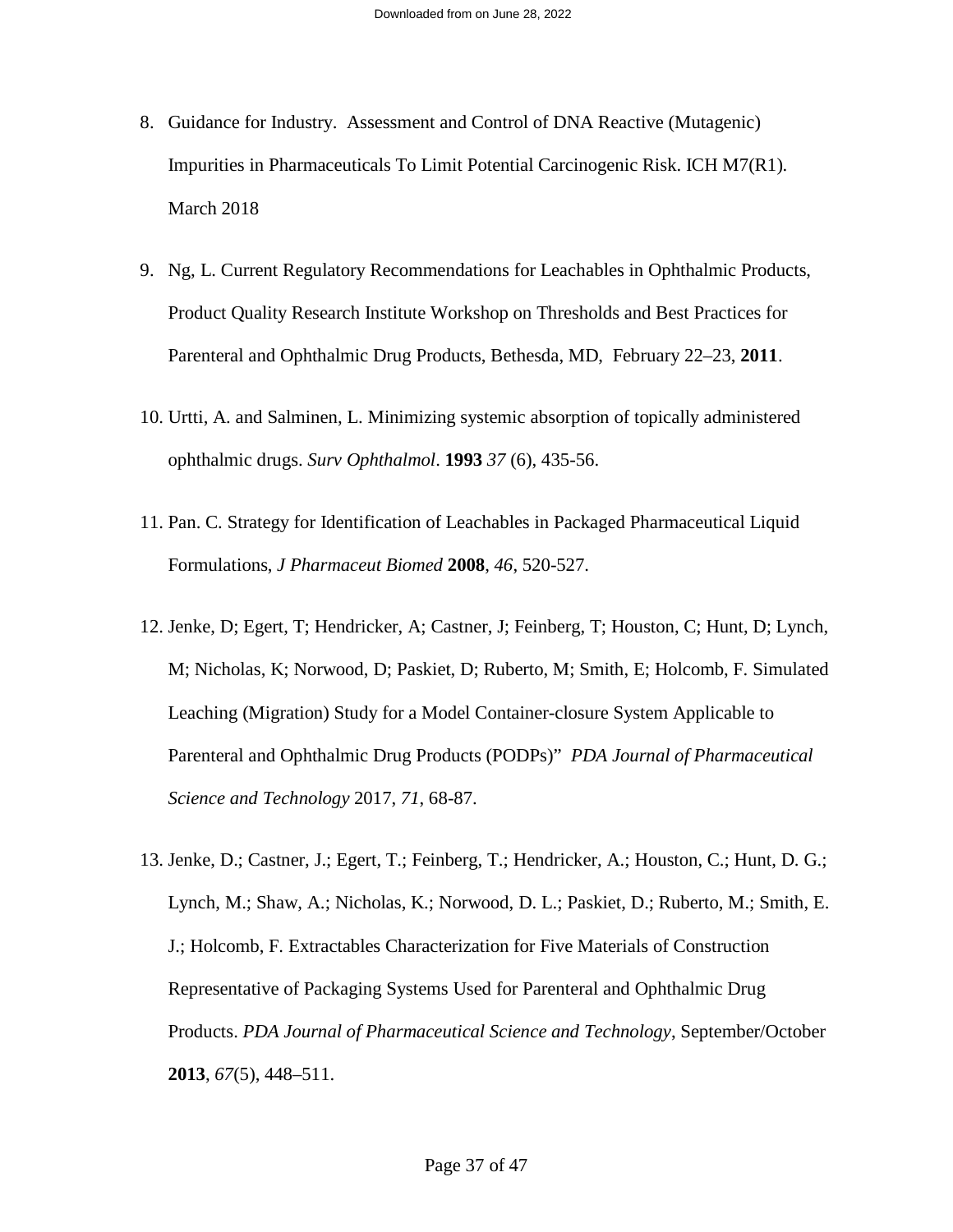8. Guidance for Industry. Assessment and Control of DNA Reactive (Mutagenic) Impurities in Pharmaceuticals To Limit Potential Carcinogenic Risk. ICH M7(R1). March 2018

9. Ng, L. Current Regulatory Recommendations for Leachables in Ophthalmic Products, Product Quality Research Institute Workshop on Thresholds and Best Practices for Parenteral and Ophthalmic Drug Products, Bethesda, MD, February 22–23, **2011**.

10. Urtti, A. and Salminen, L. Minimizing systemic absorption of topically administered ophthalmic drugs. *Surv Ophthalmol*. **1993** *37* (6), 435-56.

11. Pan. C. Strategy for Identification of Leachables in Packaged Pharmaceutical Liquid Formulations, *J Pharmaceut Biomed* **2008**, *46*, 520-527.

12. Jenke, D; Egert, T; Hendricker, A; Castner, J; Feinberg, T; Houston, C; Hunt, D; Lynch, M; Nicholas, K; Norwood, D; Paskiet, D; Ruberto, M; Smith, E; Holcomb, F. Simulated Leaching (Migration) Study for a Model Container-closure System Applicable to Parenteral and Ophthalmic Drug Products (PODPs)" *PDA Journal of Pharmaceutical Science and Technology* 2017, *71*, 68-87.

13. Jenke, D.; Castner, J.; Egert, T.; Feinberg, T.; Hendricker, A.; Houston, C.; Hunt, D. G.; Lynch, M.; Shaw, A.; Nicholas, K.; Norwood, D. L.; Paskiet, D.; Ruberto, M.; Smith, E. J.; Holcomb, F. Extractables Characterization for Five Materials of Construction Representative of Packaging Systems Used for Parenteral and Ophthalmic Drug Products. *PDA Journal of Pharmaceutical Science and Technology*, September/October **2013**, *67*(5), 448–511.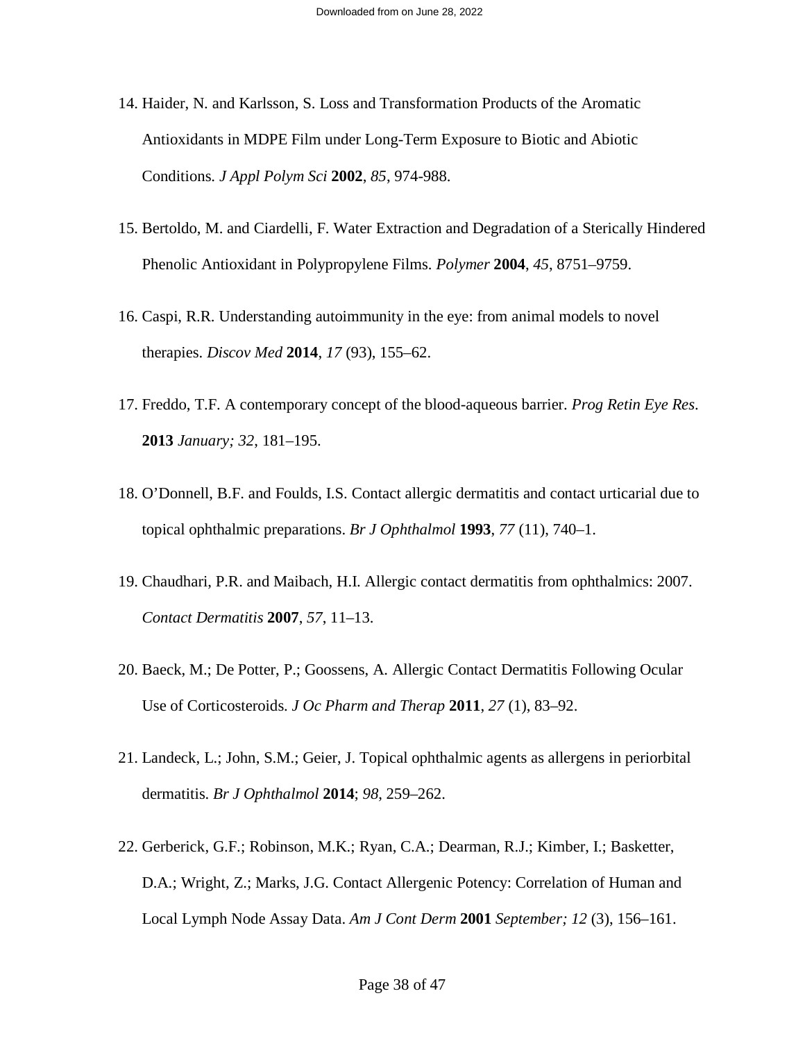14. Haider, N. and Karlsson, S. Loss and Transformation Products of the Aromatic Antioxidants in MDPE Film under Long-Term Exposure to Biotic and Abiotic Conditions. *J Appl Polym Sci* **2002**, *85*, 974-988.

15. Bertoldo, M. and Ciardelli, F. Water Extraction and Degradation of a Sterically Hindered Phenolic Antioxidant in Polypropylene Films. *Polymer* **2004**, *45*, 8751–9759.

16. Caspi, R.R. Understanding autoimmunity in the eye: from animal models to novel therapies. *Discov Med* **2014**, *17* (93), 155–62.

17. Freddo, T.F. A contemporary concept of the blood-aqueous barrier. *Prog Retin Eye Res*. **2013** *January; 32*, 181–195.

18. O'Donnell, B.F. and Foulds, I.S. Contact allergic dermatitis and contact urticarial due to topical ophthalmic preparations. *Br J Ophthalmol* **1993**, *77* (11), 740–1.

19. Chaudhari, P.R. and Maibach, H.I. Allergic contact dermatitis from ophthalmics: 2007. *Contact Dermatitis* **2007**, *57*, 11–13.

20. Baeck, M.; De Potter, P.; Goossens, A. Allergic Contact Dermatitis Following Ocular Use of Corticosteroids. *J Oc Pharm and Therap* **2011**, *27* (1), 83–92.

21. Landeck, L.; John, S.M.; Geier, J. Topical ophthalmic agents as allergens in periorbital dermatitis. *Br J Ophthalmol* **2014**; *98*, 259–262.

22. Gerberick, G.F.; Robinson, M.K.; Ryan, C.A.; Dearman, R.J.; Kimber, I.; Basketter, D.A.; Wright, Z.; Marks, J.G. Contact Allergenic Potency: Correlation of Human and Local Lymph Node Assay Data. *Am J Cont Derm* **2001** *September; 12* (3), 156–161.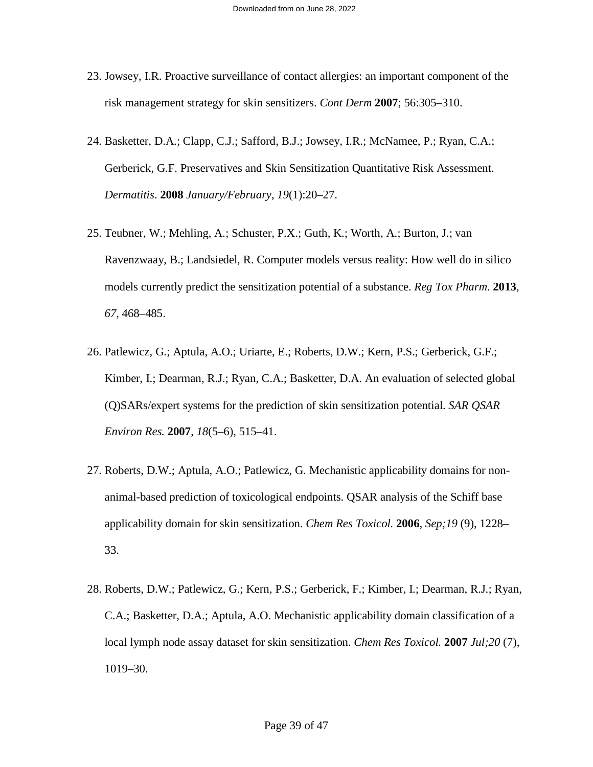23. Jowsey, I.R. Proactive surveillance of contact allergies: an important component of the risk management strategy for skin sensitizers. *Cont Derm* **2007**; 56:305–310.

24. Basketter, D.A.; Clapp, C.J.; Safford, B.J.; Jowsey, I.R.; McNamee, P.; Ryan, C.A.; Gerberick, G.F. Preservatives and Skin Sensitization Quantitative Risk Assessment. *Dermatitis*. **2008** *January/February*, *19*(1):20–27.

25. Teubner, W.; Mehling, A.; Schuster, P.X.; Guth, K.; Worth, A.; Burton, J.; van Ravenzwaaay, B.; Landsiedel, R. Computer models versus reality: How well do in silico models currently predict the sensitization potential of a substance. *Reg Tox Pharm*. **2013**, *67*, 468–485.

26. Patlewicz, G.; Aptula, A.O.; Uriarte, E.; Roberts, D.W.; Kern, P.S.; Gerberick, G.F.; Kimber, I.; Dearman, R.J.; Ryan, C.A.; Basketter, D.A. An evaluation of selected global (Q)SARs/expert systems for the prediction of skin sensitization potential. *SAR QSAR Environ Res.* **2007**, *18*(5–6), 515–41.

27. Roberts, D.W.; Aptula, A.O.; Patlewicz, G. Mechanistic applicability domains for non-animal-based prediction of toxicological endpoints. QSAR analysis of the Schiff base applicability domain for skin sensitization. *Chem Res Toxicol.* **2006**, *Sep;19* (9), 1228–33.

28. Roberts, D.W.; Patlewicz, G.; Kern, P.S.; Gerberick, F.; Kimber, I.; Dearman, R.J.; Ryan, C.A.; Basketter, D.A.; Aptula, A.O. Mechanistic applicability domain classification of a local lymph node assay dataset for skin sensitization. *Chem Res Toxicol.* **2007** *Jul;20* (7), 1019–30.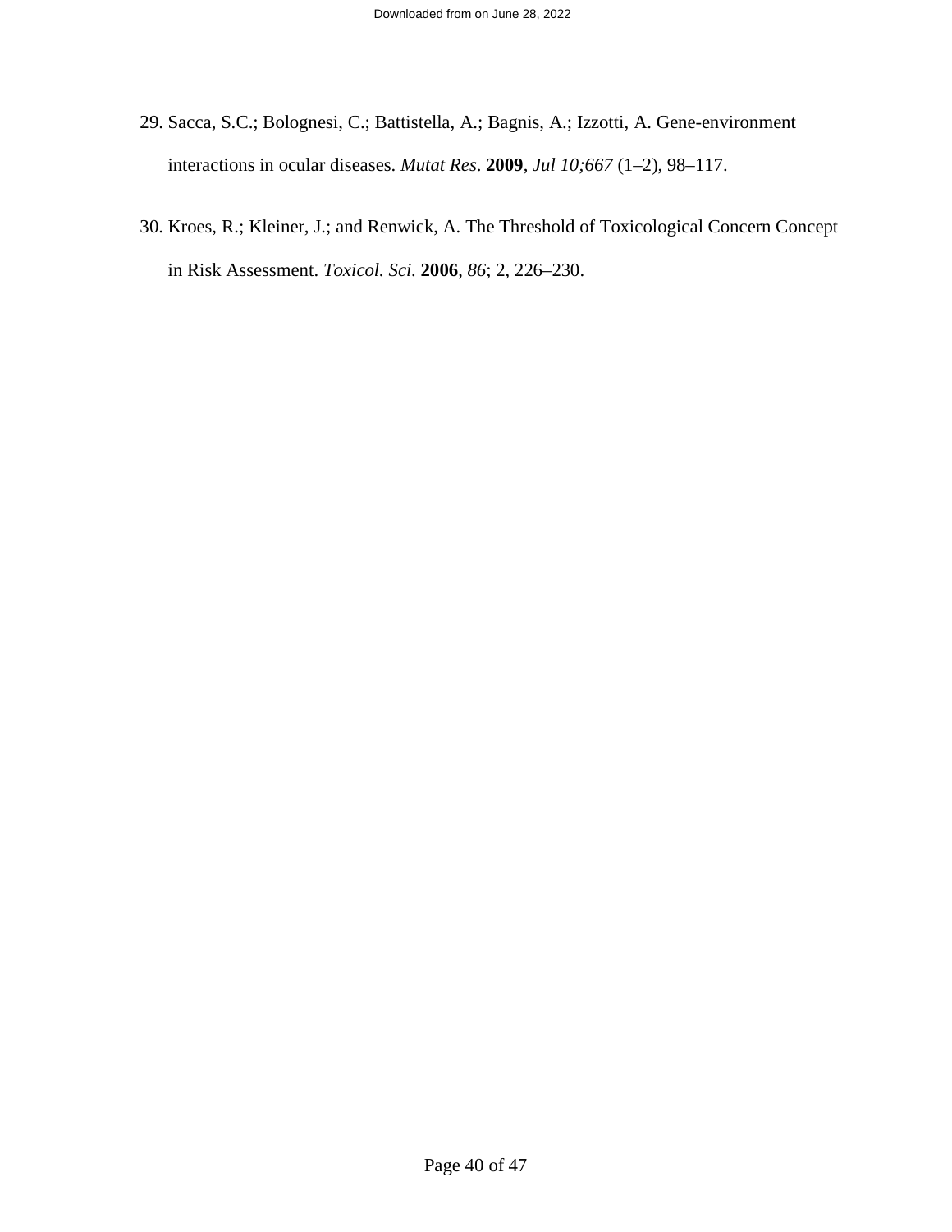29. Sacca, S.C.; Bolognesi, C.; Battistella, A.; Bagnis, A.; Izzotti, A. Gene-environment interactions in ocular diseases. *Mutat Res.* **2009**, *Jul 10;667* (1–2), 98–117.

30. Kroes, R.; Kleiner, J.; and Renwick, A. The Threshold of Toxicological Concern Concept in Risk Assessment. *Toxicol. Sci.* **2006**, *86*; 2, 226–230.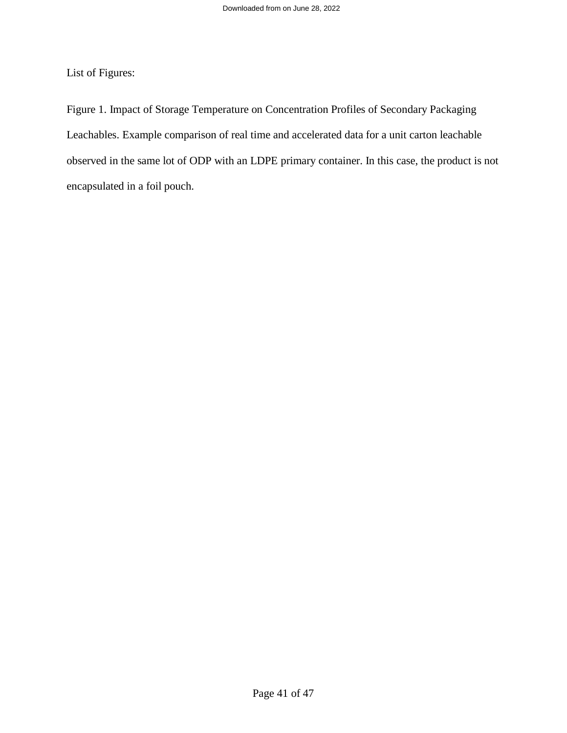List of Figures:

Figure 1. Impact of Storage Temperature on Concentration Profiles of Secondary Packaging Leachables. Example comparison of real time and accelerated data for a unit carton leachable observed in the same lot of ODP with an LDPE primary container. In this case, the product is not encapsulated in a foil pouch.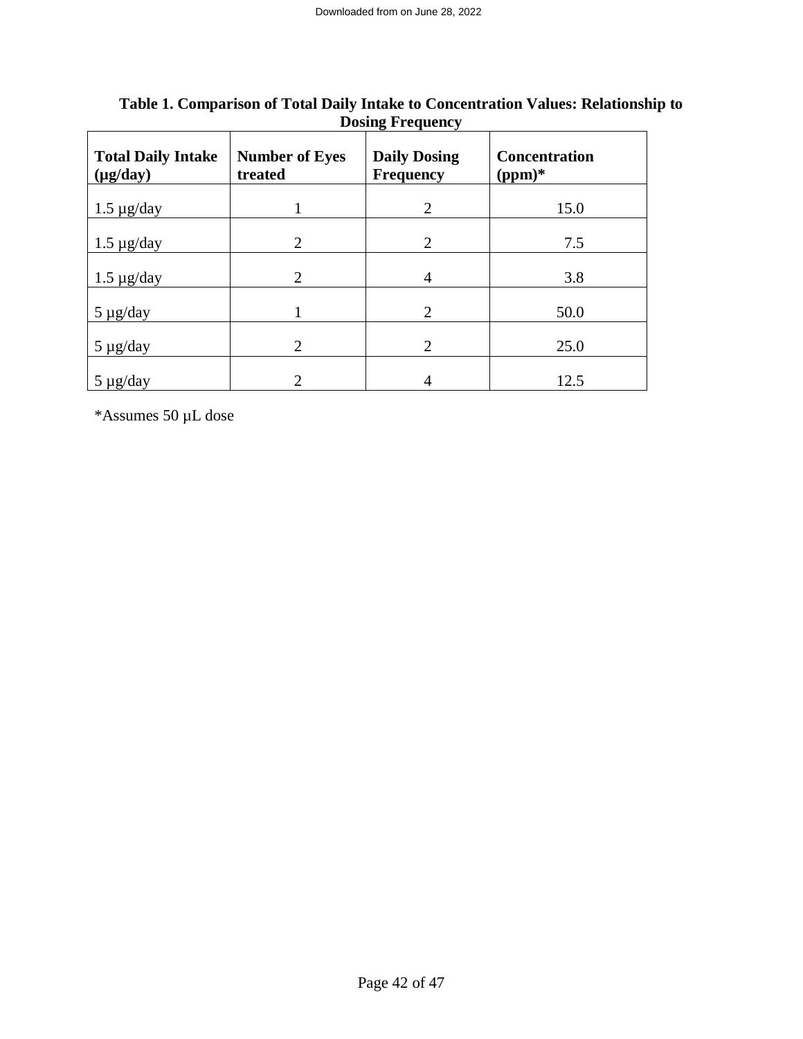**Table 1. Comparison of Total Daily Intake to Concentration Values: Relationship to Dosing Frequency**

| Total Daily Intake (µg/day) | Number of Eyes treated | Daily Dosing Frequency | Concentration (ppm)* |
|---|---|---|---|
| 1.5 µg/day | 1 | 2 | 15.0 |
| 1.5 µg/day | 2 | 2 | 7.5 |
| 1.5 µg/day | 2 | 4 | 3.8 |
| 5 µg/day | 1 | 2 | 50.0 |
| 5 µg/day | 2 | 2 | 25.0 |
| 5 µg/day | 2 | 4 | 12.5 |

*Assumes 50 µL dose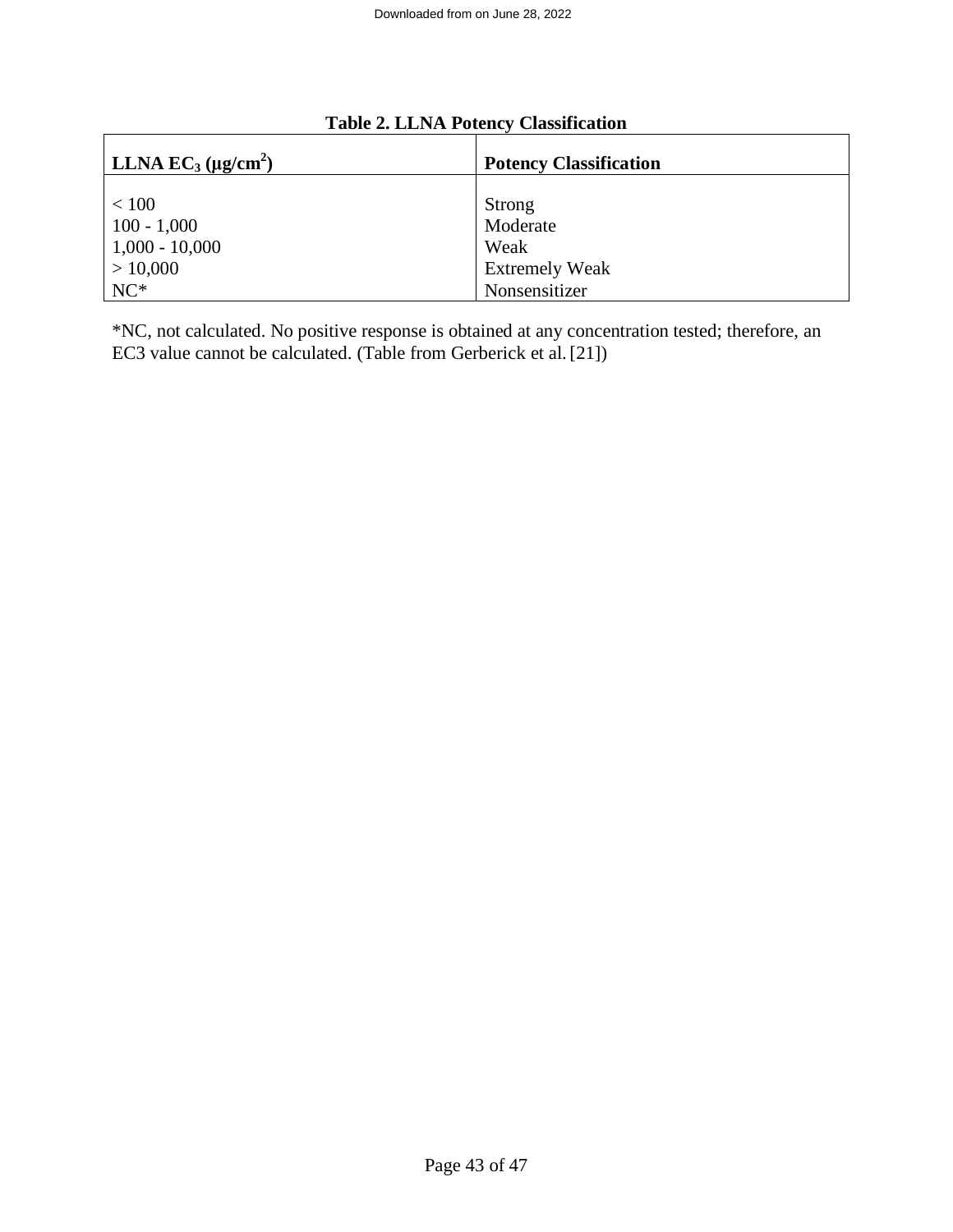**Table 2. LLNA Potency Classification**

| LLNA $EC_3$ ($\mu g/cm^2$) | Potency Classification |
|---|---|
| < 100 | Strong |
| 100 - 1,000 | Moderate |
| 1,000 - 10,000 | Weak |
| > 10,000 | Extremely Weak |
| NC* | Nonsensitizer |

*NC, not calculated. No positive response is obtained at any concentration tested; therefore, an EC3 value cannot be calculated. (Table from Gerberick et al. [21])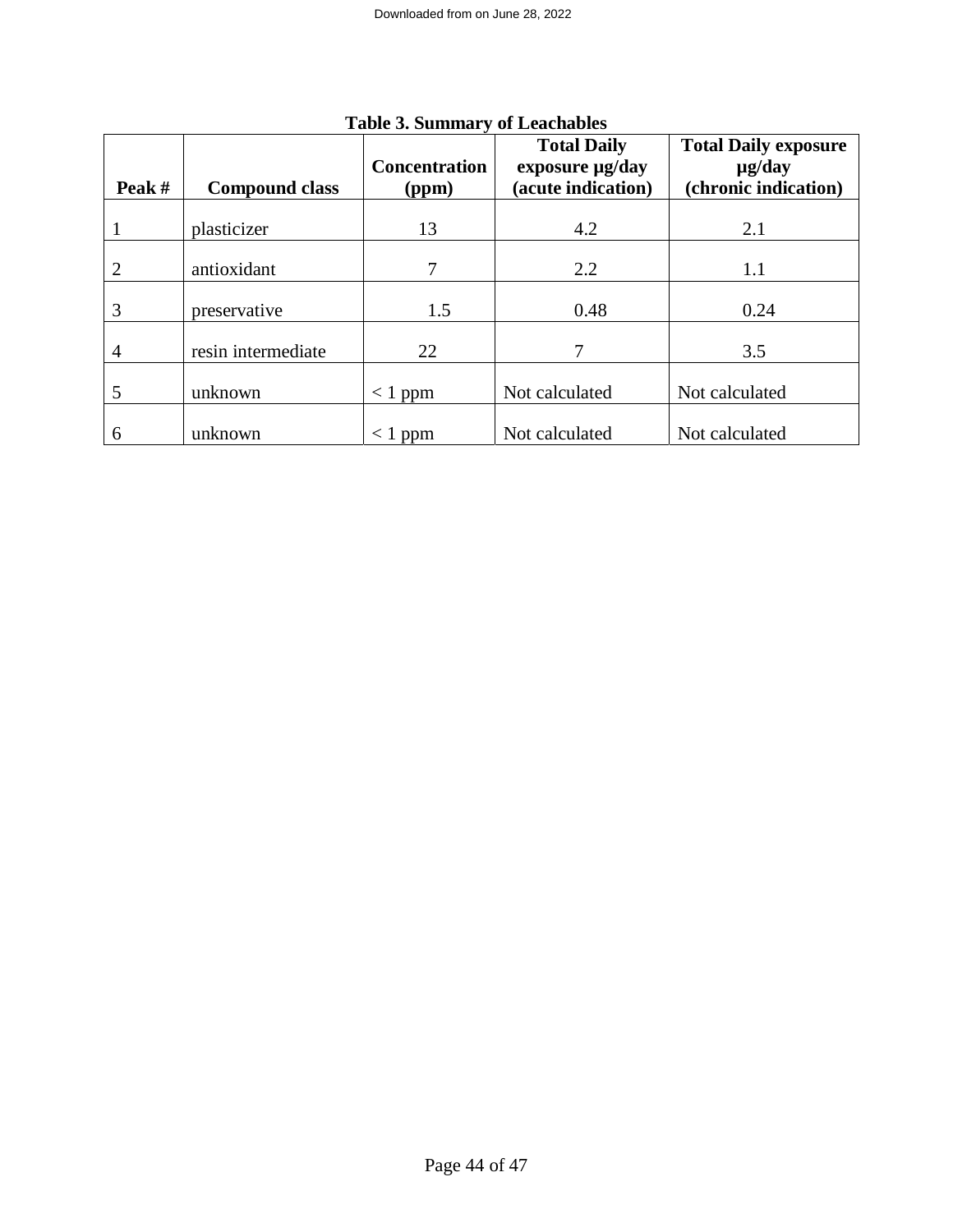**Table 3. Summary of Leachables**

| Peak # | Compound class | Concentration (ppm) | Total Daily exposure µg/day (acute indication) | Total Daily exposure µg/day (chronic indication) |
|---|---|---|---|---|
| 1 | plasticizer | 13 | 4.2 | 2.1 |
| 2 | antioxidant | 7 | 2.2 | 1.1 |
| 3 | preservative | 1.5 | 0.48 | 0.24 |
| 4 | resin intermediate | 22 | 7 | 3.5 |
| 5 | unknown | < 1 ppm | Not calculated | Not calculated |
| 6 | unknown | < 1 ppm | Not calculated | Not calculated |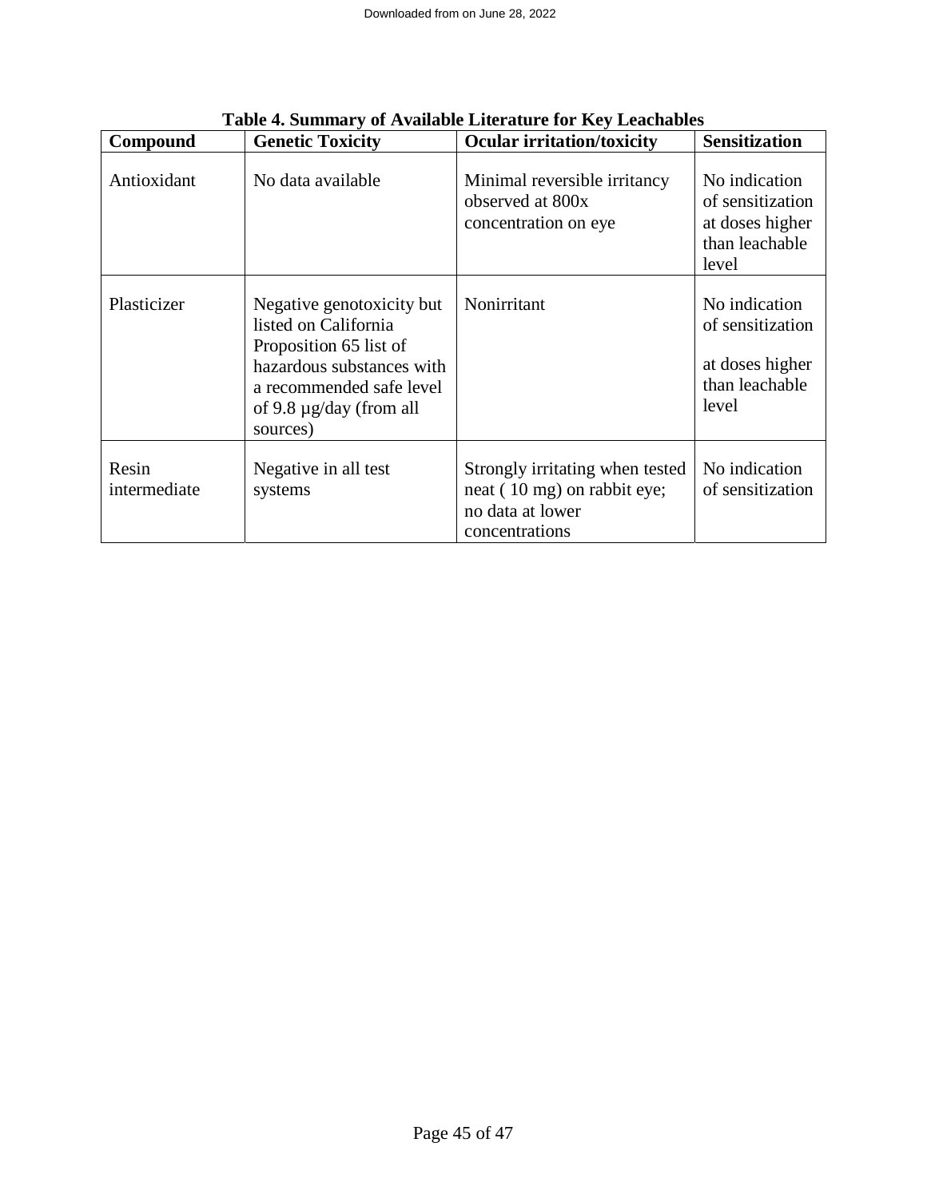**Table 4. Summary of Available Literature for Key Leachables**

| Compound | Genetic Toxicity | Ocular irritation/toxicity | Sensitization |
|---|---|---|---|
| Antioxidant | No data available | Minimal reversible irritancy observed at 800x concentration on eye | No indication of sensitization at doses higher than leachable level |
| Plasticizer | Negative genotoxicity but listed on California Proposition 65 list of hazardous substances with a recommended safe level of 9.8 µg/day (from all sources) | Nonirritant | No indication of sensitization at doses higher than leachable level |
| Resin intermediate | Negative in all test systems | Strongly irritating when tested neat ( 10 mg) on rabbit eye; no data at lower concentrations | No indication of sensitization |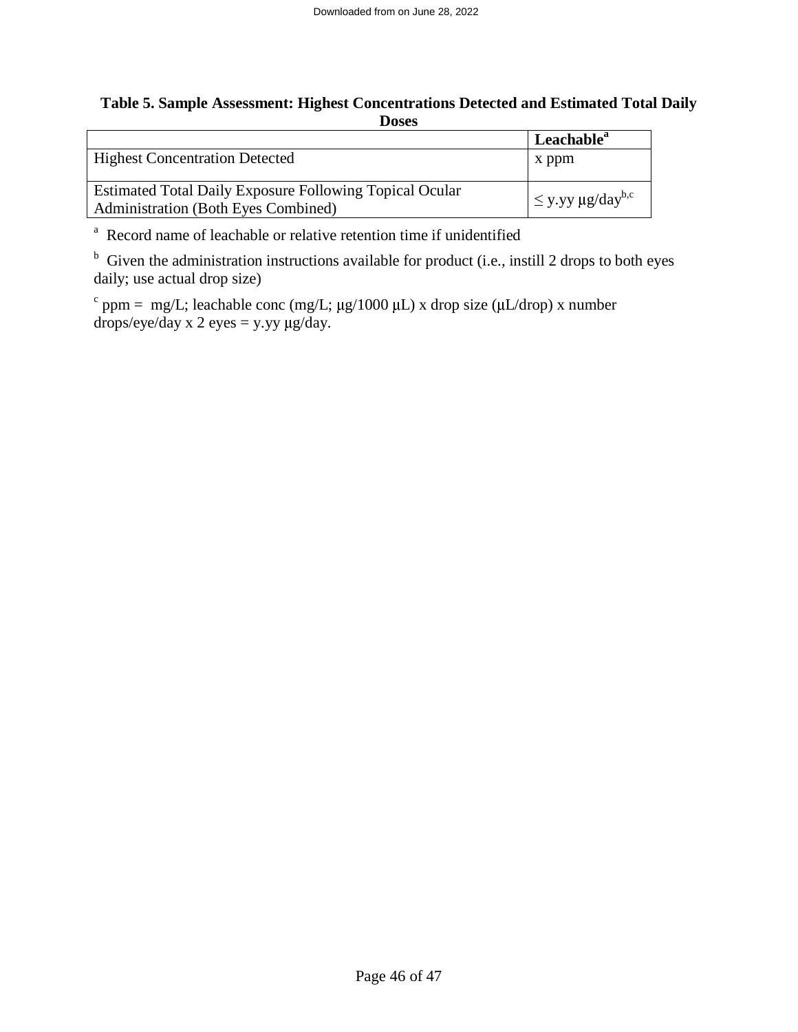**Table 5. Sample Assessment: Highest Concentrations Detected and Estimated Total Daily Doses**

| | Leachable[a] |
|---|---|
| Highest Concentration Detected | x ppm |
| Estimated Total Daily Exposure Following Topical Ocular Administration (Both Eyes Combined) | $\leq$ y.yy μg/day[b,c] |

[a] Record name of leachable or relative retention time if unidentified

[b] Given the administration instructions available for product (i.e., instill 2 drops to both eyes daily; use actual drop size)

[c] ppm = mg/L; leachable conc (mg/L; μg/1000 μL) x drop size (μL/drop) x number drops/eye/day x 2 eyes = y.yy μg/day.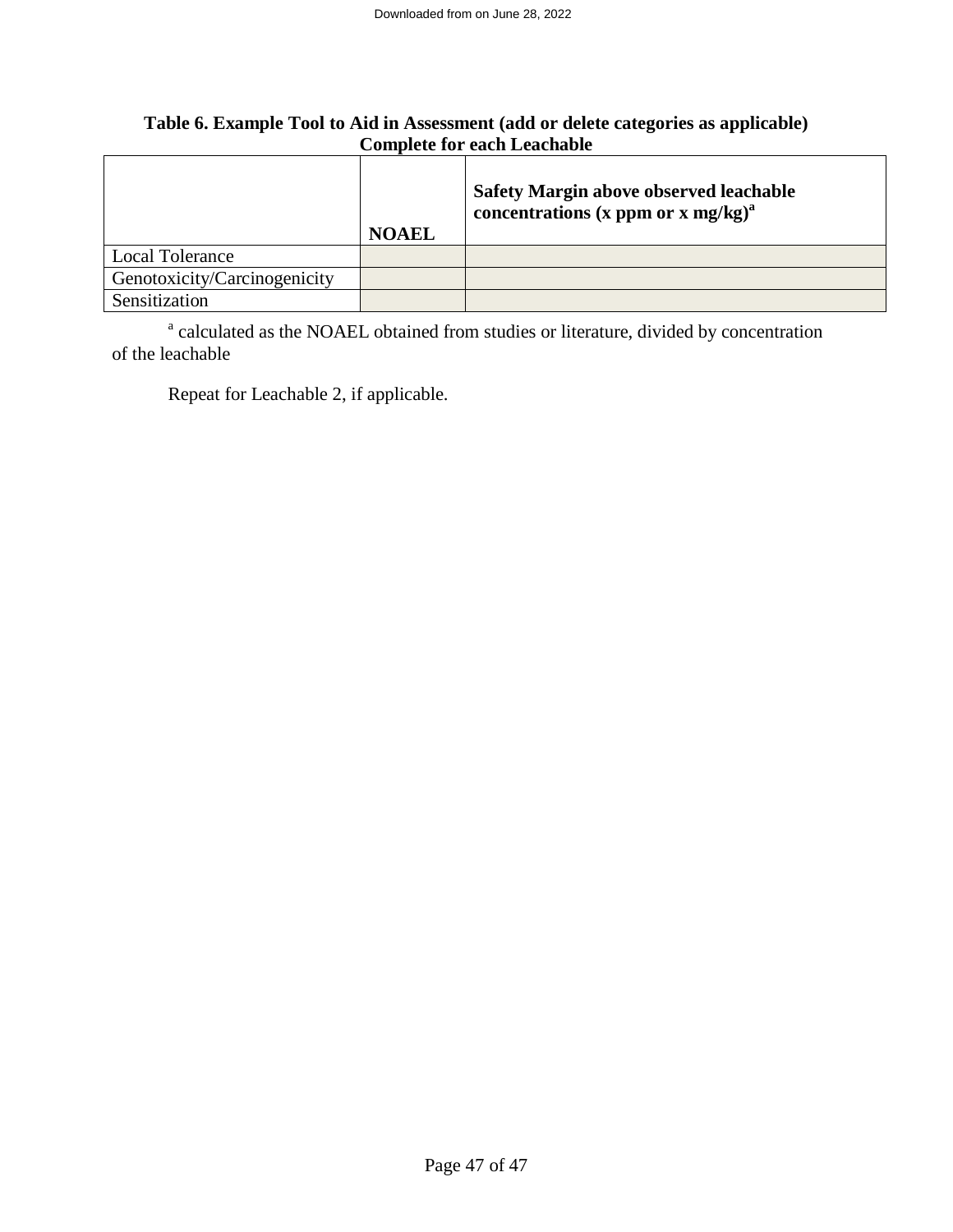**Table 6. Example Tool to Aid in Assessment (add or delete categories as applicable) Complete for each Leachable**

| | NOAEL | Safety Margin above observed leachable concentrations (x ppm or x mg/kg)[a] |
|---|---|---|
| Local Tolerance | | |
| Genotoxicity/Carcinogenicity | | |
| Sensitization | | |

[a] calculated as the NOAEL obtained from studies or literature, divided by concentration of the leachable

Repeat for Leachable 2, if applicable.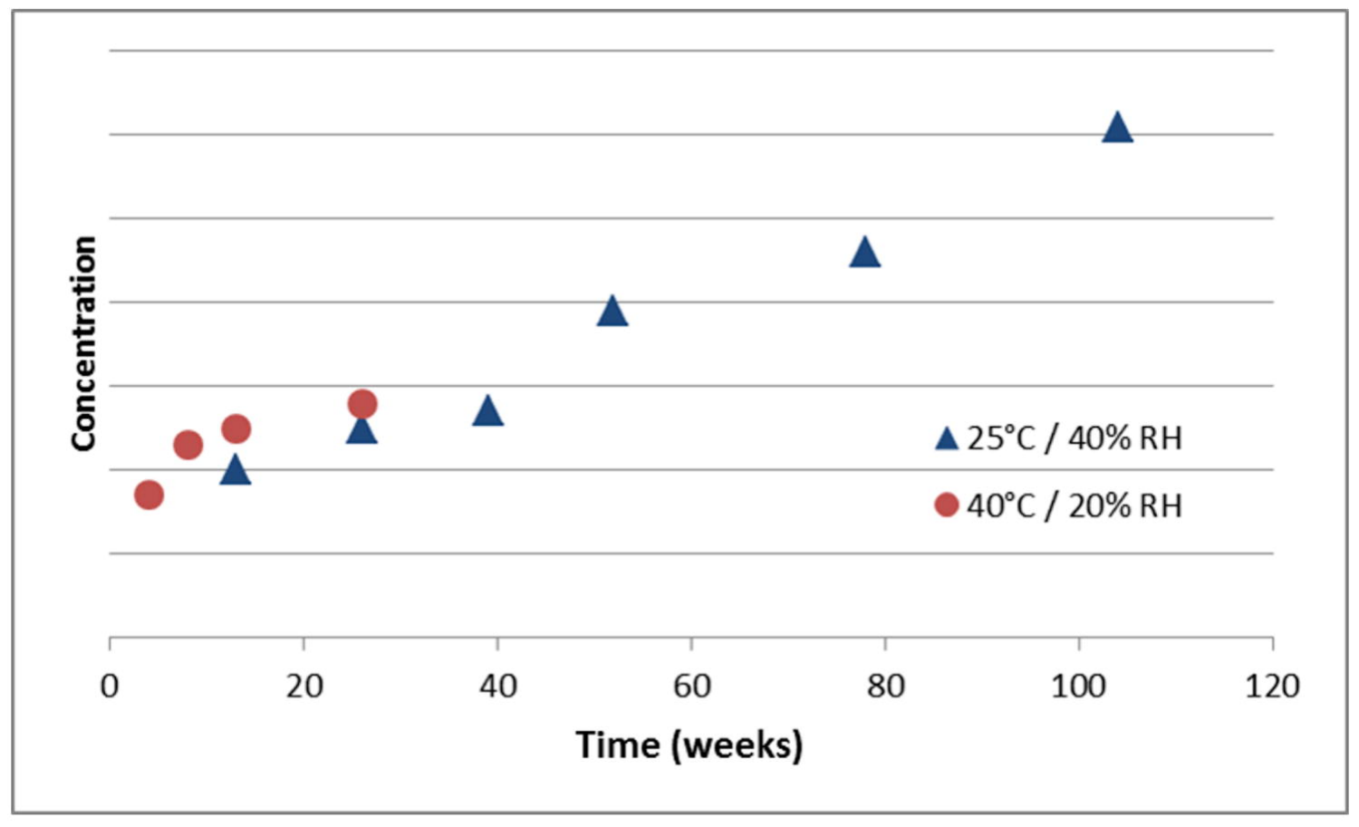Concentration

Time (weeks)

0 20 40 60 80 100 120

▲ 25°C / 40% RH

● 40°C / 20% RH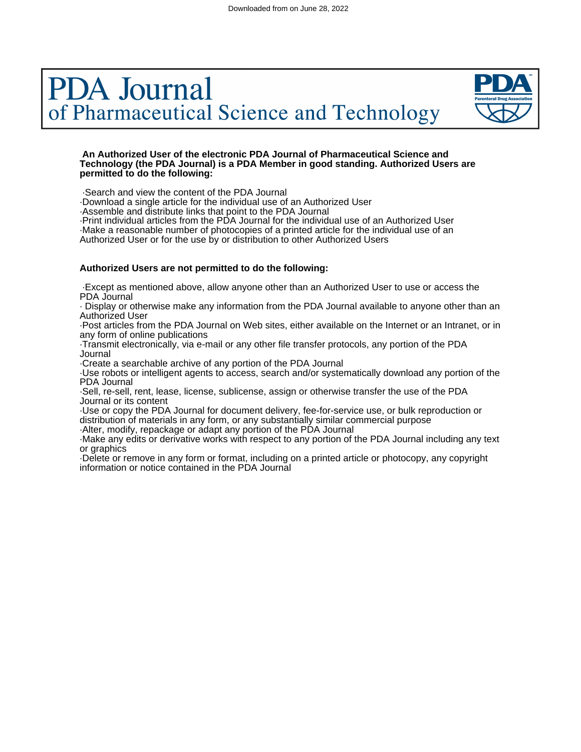Downloaded from on June 28, 2022

# PDA Journal of Pharmaceutical Science and Technology

**An Authorized User of the electronic PDA Journal of Pharmaceutical Science and Technology (the PDA Journal) is a PDA Member in good standing. Authorized Users are permitted to do the following:**

·Search and view the content of the PDA Journal
·Download a single article for the individual use of an Authorized User
·Assemble and distribute links that point to the PDA Journal
·Print individual articles from the PDA Journal for the individual use of an Authorized User
·Make a reasonable number of photocopies of a printed article for the individual use of an Authorized User or for the use by or distribution to other Authorized Users

**Authorized Users are not permitted to do the following:**

·Except as mentioned above, allow anyone other than an Authorized User to use or access the PDA Journal
· Display or otherwise make any information from the PDA Journal available to anyone other than an Authorized User
·Post articles from the PDA Journal on Web sites, either available on the Internet or an Intranet, or in any form of online publications
·Transmit electronically, via e-mail or any other file transfer protocols, any portion of the PDA Journal
·Create a searchable archive of any portion of the PDA Journal
·Use robots or intelligent agents to access, search and/or systematically download any portion of the PDA Journal
·Sell, re-sell, rent, lease, license, sublicense, assign or otherwise transfer the use of the PDA Journal or its content
·Use or copy the PDA Journal for document delivery, fee-for-service use, or bulk reproduction or distribution of materials in any form, or any substantially similar commercial purpose
·Alter, modify, repackage or adapt any portion of the PDA Journal
·Make any edits or derivative works with respect to any portion of the PDA Journal including any text or graphics
·Delete or remove in any form or format, including on a printed article or photocopy, any copyright information or notice contained in the PDA Journal